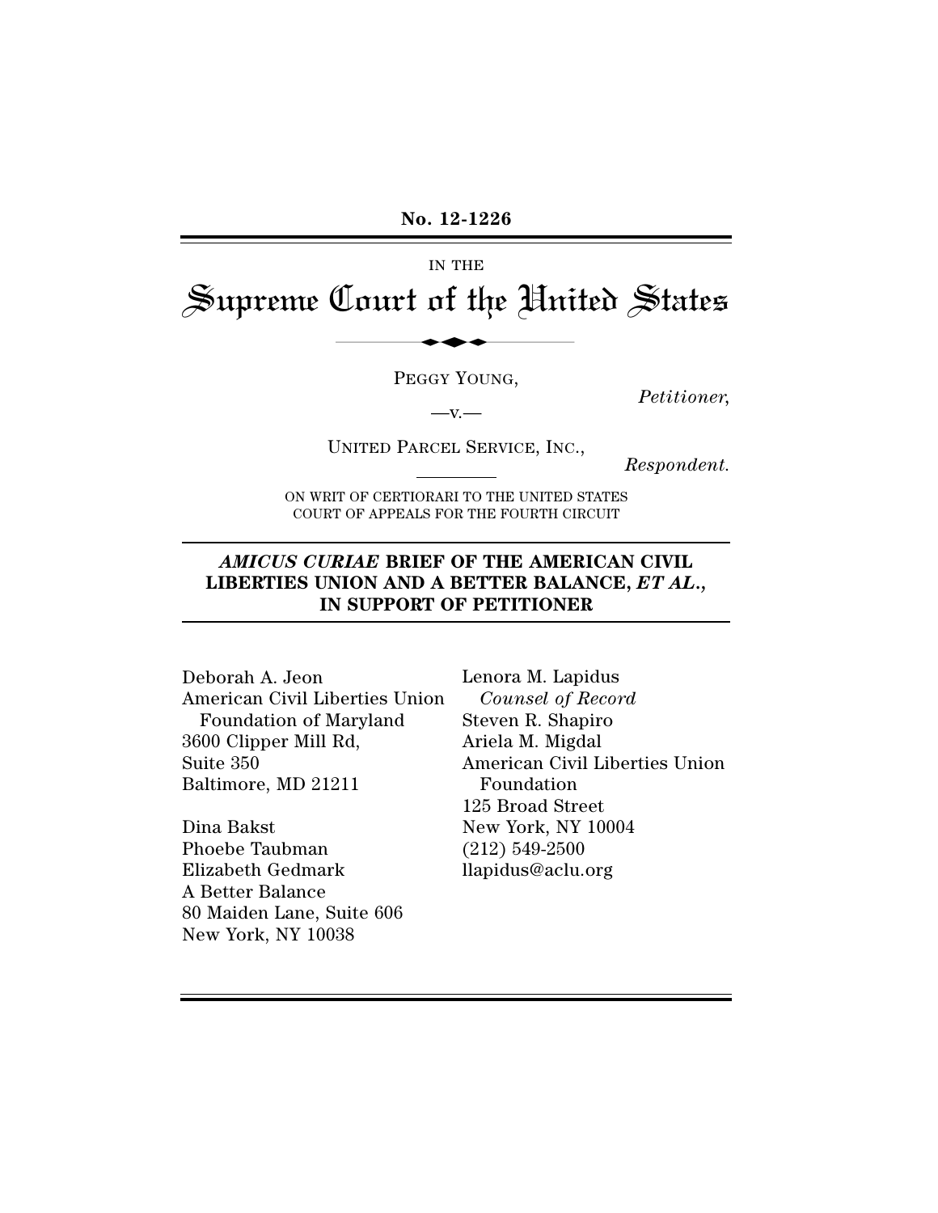**No. 12-1226**

IN THE

# Supreme Court of the United States

PEGGY YOUNG,

*Petitioner*,

—v.—

UNITED PARCEL SERVICE, INC.,

*Respondent.*

ON WRIT OF CERTIORARI TO THE UNITED STATES COURT OF APPEALS FOR THE FOURTH CIRCUIT

## *AMICUS CURIAE* BRIEF OF THE AMERICAN CIVIL LIBERTIES UNION AND A BETTER BALANCE, *ET AL.*, IN SUPPORT OF PETITIONER

Lenora M. Lapidus
*Counsel of Record*
Steven R. Shapiro
Ariela M. Migdal
American Civil Liberties Union Foundation
125 Broad Street
New York, NY 10004
(212) 549-2500
llapidus@aclu.org

Deborah A. Jeon
American Civil Liberties Union Foundation of Maryland
3600 Clipper Mill Rd, Suite 350
Baltimore, MD 21211

Dina Bakst
Phoebe Taubman
Elizabeth Gedmark
A Better Balance
80 Maiden Lane, Suite 606
New York, NY 10038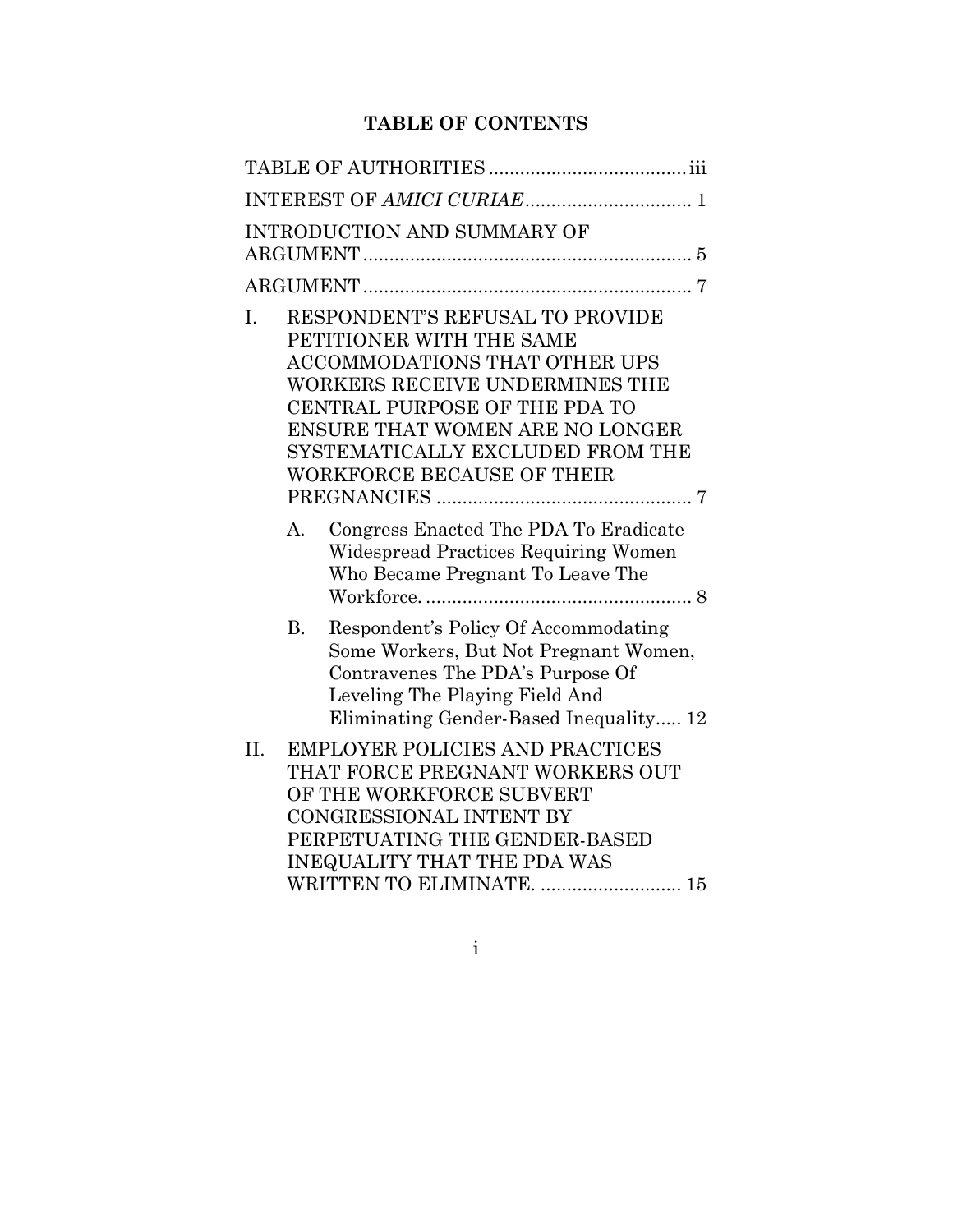# TABLE OF CONTENTS

TABLE OF AUTHORITIES ..................................... iii

INTEREST OF *AMICI CURIAE* ................................ 1

INTRODUCTION AND SUMMARY OF ARGUMENT ............................................................... 5

ARGUMENT ............................................................... 7

I. RESPONDENT'S REFUSAL TO PROVIDE PETITIONER WITH THE SAME ACCOMMODATIONS THAT OTHER UPS WORKERS RECEIVE UNDERMINES THE CENTRAL PURPOSE OF THE PDA TO ENSURE THAT WOMEN ARE NO LONGER SYSTEMATICALLY EXCLUDED FROM THE WORKFORCE BECAUSE OF THEIR PREGNANCIES ................................................. 7

   A. Congress Enacted The PDA To Eradicate Widespread Practices Requiring Women Who Became Pregnant To Leave The Workforce. .................................................... 8

   B. Respondent's Policy Of Accommodating Some Workers, But Not Pregnant Women, Contravenes The PDA's Purpose Of Leveling The Playing Field And Eliminating Gender-Based Inequality..... 12

II. EMPLOYER POLICIES AND PRACTICES THAT FORCE PREGNANT WORKERS OUT OF THE WORKFORCE SUBVERT CONGRESSIONAL INTENT BY PERPETUATING THE GENDER-BASED INEQUALITY THAT THE PDA WAS WRITTEN TO ELIMINATE. ........................... 15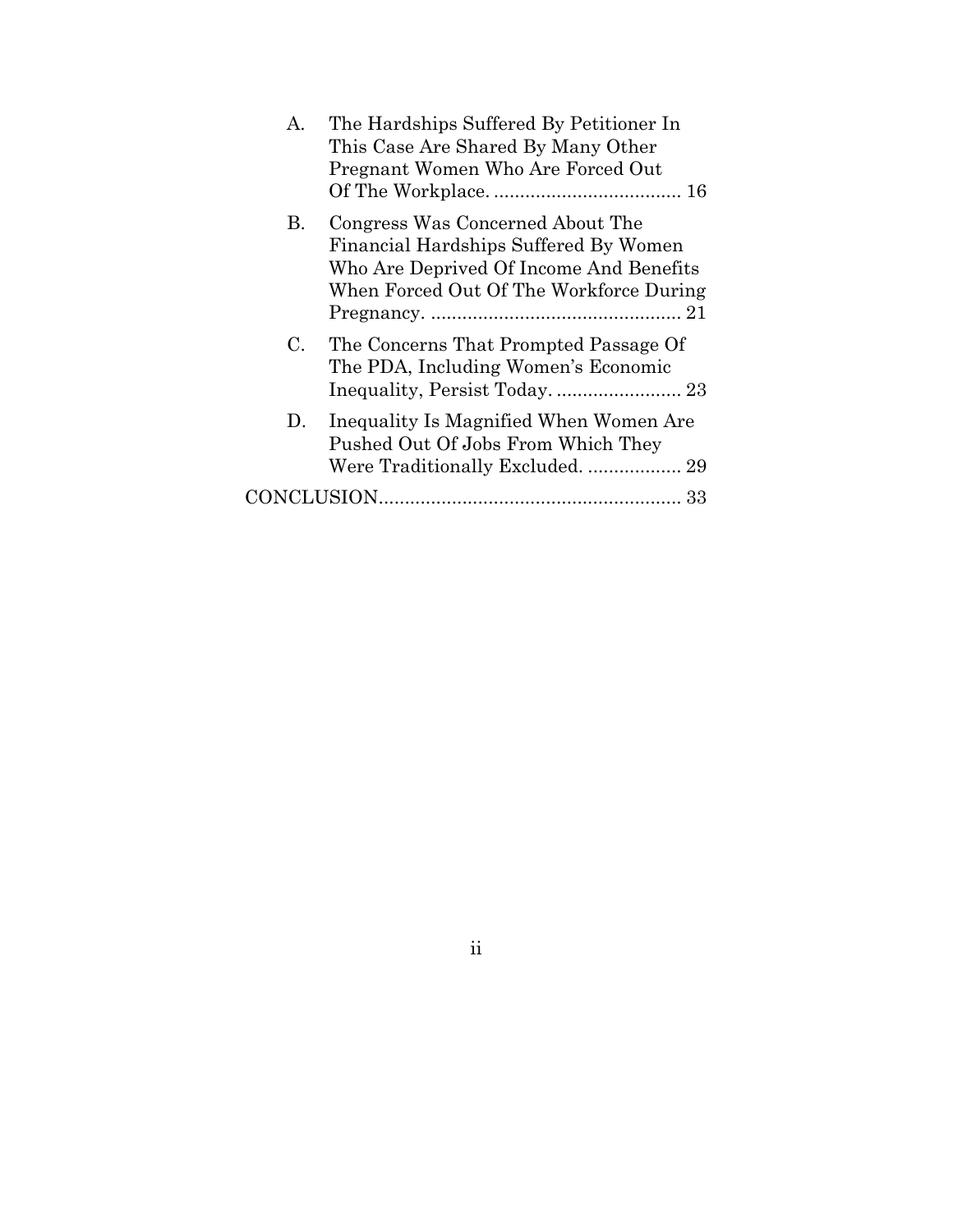A. The Hardships Suffered By Petitioner In This Case Are Shared By Many Other Pregnant Women Who Are Forced Out Of The Workplace. .................................... 16

B. Congress Was Concerned About The Financial Hardships Suffered By Women Who Are Deprived Of Income And Benefits When Forced Out Of The Workforce During Pregnancy. ................................................ 21

C. The Concerns That Prompted Passage Of The PDA, Including Women's Economic Inequality, Persist Today. ........................ 23

D. Inequality Is Magnified When Women Are Pushed Out Of Jobs From Which They Were Traditionally Excluded. .................. 29

CONCLUSION.......................................................... 33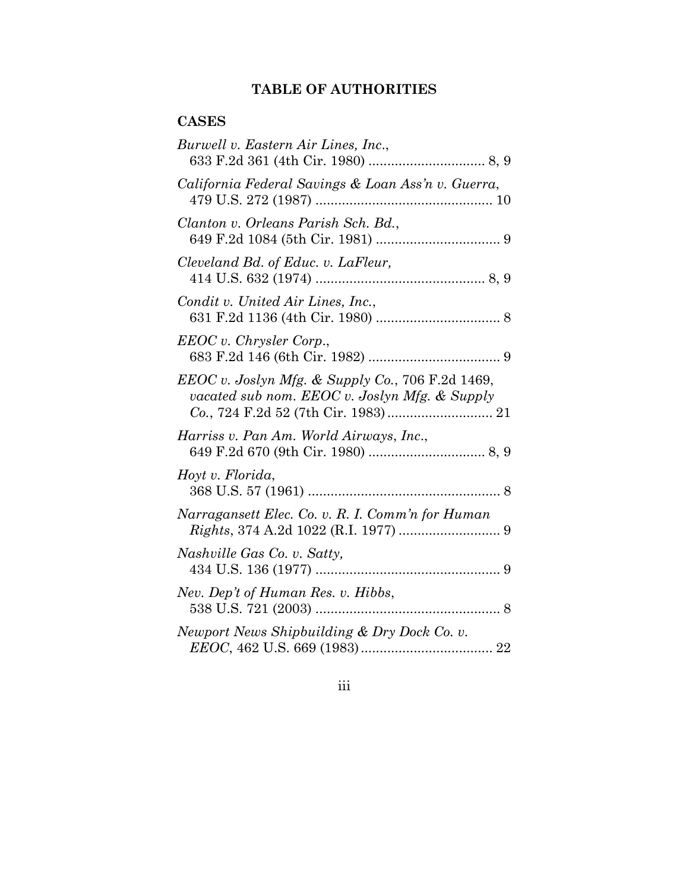## TABLE OF AUTHORITIES

### CASES

*Burwell v. Eastern Air Lines, Inc.*, 633 F.2d 361 (4th Cir. 1980) .............................. 8, 9

*California Federal Savings & Loan Ass'n v. Guerra*, 479 U.S. 272 (1987) .............................................. 10

*Clanton v. Orleans Parish Sch. Bd.*, 649 F.2d 1084 (5th Cir. 1981) ................................ 9

*Cleveland Bd. of Educ. v. LaFleur,* 414 U.S. 632 (1974) ............................................ 8, 9

*Condit v. United Air Lines, Inc.*, 631 F.2d 1136 (4th Cir. 1980) ................................ 8

*EEOC v. Chrysler Corp.*, 683 F.2d 146 (6th Cir. 1982) .................................. 9

*EEOC v. Joslyn Mfg. & Supply Co.*, 706 F.2d 1469, *vacated sub nom. EEOC v. Joslyn Mfg. & Supply Co.*, 724 F.2d 52 (7th Cir. 1983) ........................... 21

*Harriss v. Pan Am. World Airways, Inc.*, 649 F.2d 670 (9th Cir. 1980) .............................. 8, 9

*Hoyt v. Florida*, 368 U.S. 57 (1961) .................................................. 8

*Narragansett Elec. Co. v. R. I. Comm'n for Human Rights*, 374 A.2d 1022 (R.I. 1977) .......................... 9

*Nashville Gas Co. v. Satty,* 434 U.S. 136 (1977) ................................................ 9

*Nev. Dep't of Human Res. v. Hibbs*, 538 U.S. 721 (2003) ................................................ 8

*Newport News Shipbuilding & Dry Dock Co. v. EEOC*, 462 U.S. 669 (1983).................................. 22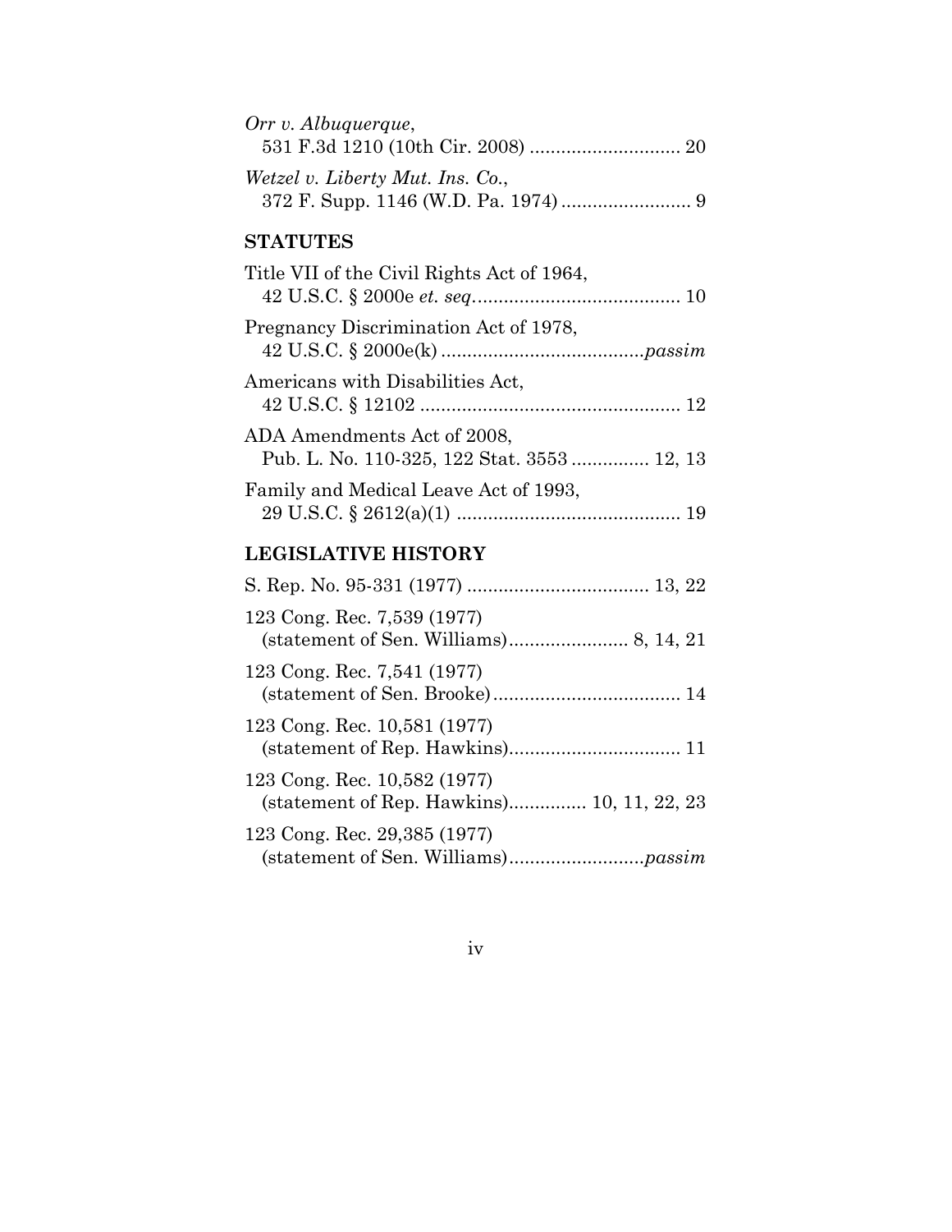*Orr v. Albuquerque*,
531 F.3d 1210 (10th Cir. 2008) ............................ 20

*Wetzel v. Liberty Mut. Ins. Co.*,
372 F. Supp. 1146 (W.D. Pa. 1974) ......................... 9

## STATUTES

Title VII of the Civil Rights Act of 1964,
42 U.S.C. § 2000e *et. seq*....................................... 10

Pregnancy Discrimination Act of 1978,
42 U.S.C. § 2000e(k) .......................................*passim*

Americans with Disabilities Act,
42 U.S.C. § 12102 .................................................. 12

ADA Amendments Act of 2008,
Pub. L. No. 110-325, 122 Stat. 3553 ............... 12, 13

Family and Medical Leave Act of 1993,
29 U.S.C. § 2612(a)(1) ........................................... 19

## LEGISLATIVE HISTORY

S. Rep. No. 95-331 (1977) .................................. 13, 22

123 Cong. Rec. 7,539 (1977)
(statement of Sen. Williams)....................... 8, 14, 21

123 Cong. Rec. 7,541 (1977)
(statement of Sen. Brooke)................................... 14

123 Cong. Rec. 10,581 (1977)
(statement of Rep. Hawkins)................................. 11

123 Cong. Rec. 10,582 (1977)
(statement of Rep. Hawkins)............... 10, 11, 22, 23

123 Cong. Rec. 29,385 (1977)
(statement of Sen. Williams)..........................*passim*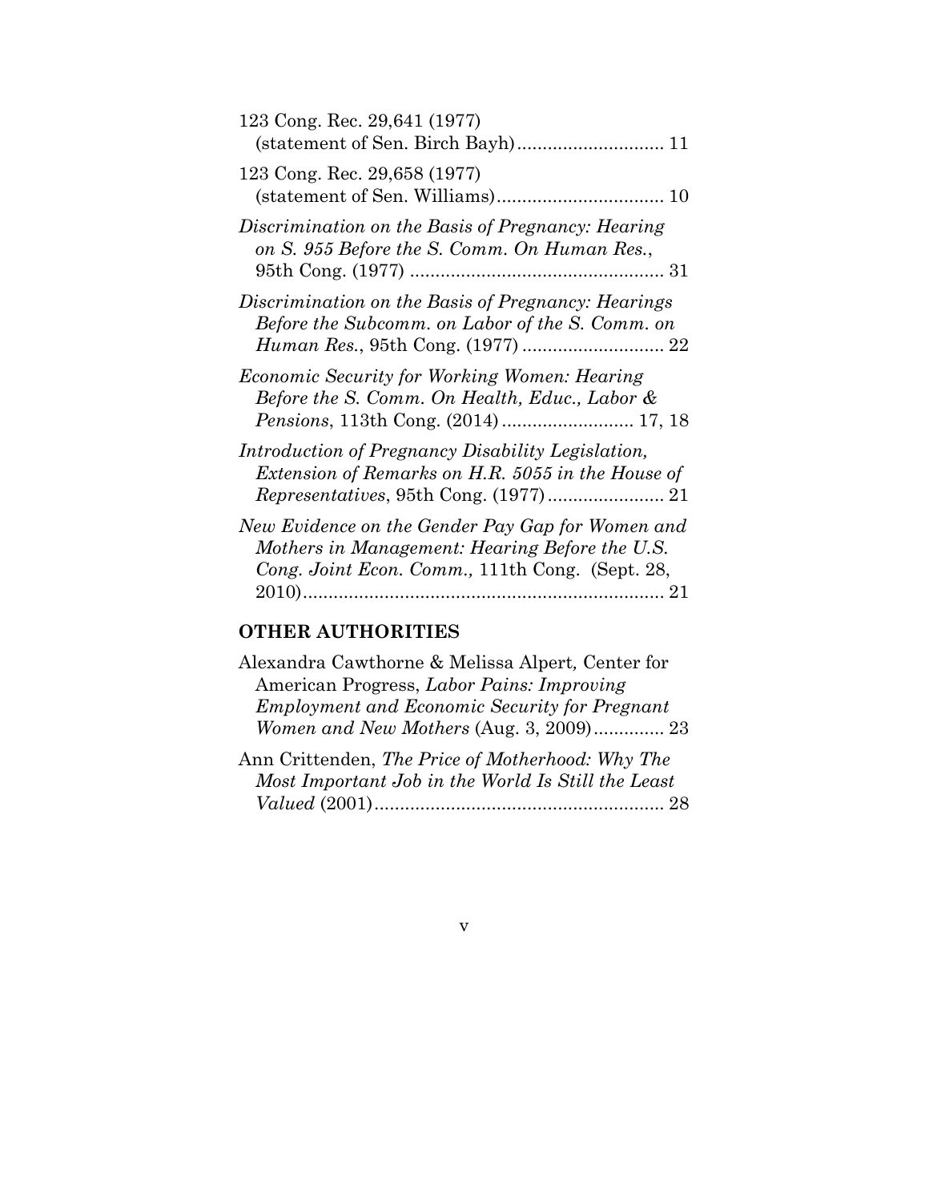123 Cong. Rec. 29,641 (1977) (statement of Sen. Birch Bayh)............................ 11

123 Cong. Rec. 29,658 (1977) (statement of Sen. Williams)................................ 10

*Discrimination on the Basis of Pregnancy: Hearing on S. 955 Before the S. Comm. On Human Res.*, 95th Cong. (1977) .................................................. 31

*Discrimination on the Basis of Pregnancy: Hearings Before the Subcomm. on Labor of the S. Comm. on Human Res.*, 95th Cong. (1977) ............................ 22

*Economic Security for Working Women: Hearing Before the S. Comm. On Health, Educ., Labor & Pensions*, 113th Cong. (2014) .......................... 17, 18

*Introduction of Pregnancy Disability Legislation, Extension of Remarks on H.R. 5055 in the House of Representatives*, 95th Cong. (1977) ....................... 21

*New Evidence on the Gender Pay Gap for Women and Mothers in Management: Hearing Before the U.S. Cong. Joint Econ. Comm.*, 111th Cong. (Sept. 28, 2010)....................................................................... 21

## OTHER AUTHORITIES

Alexandra Cawthorne & Melissa Alpert, Center for American Progress, *Labor Pains: Improving Employment and Economic Security for Pregnant Women and New Mothers* (Aug. 3, 2009).............. 23

Ann Crittenden, *The Price of Motherhood: Why The Most Important Job in the World Is Still the Least Valued* (2001)......................................................... 28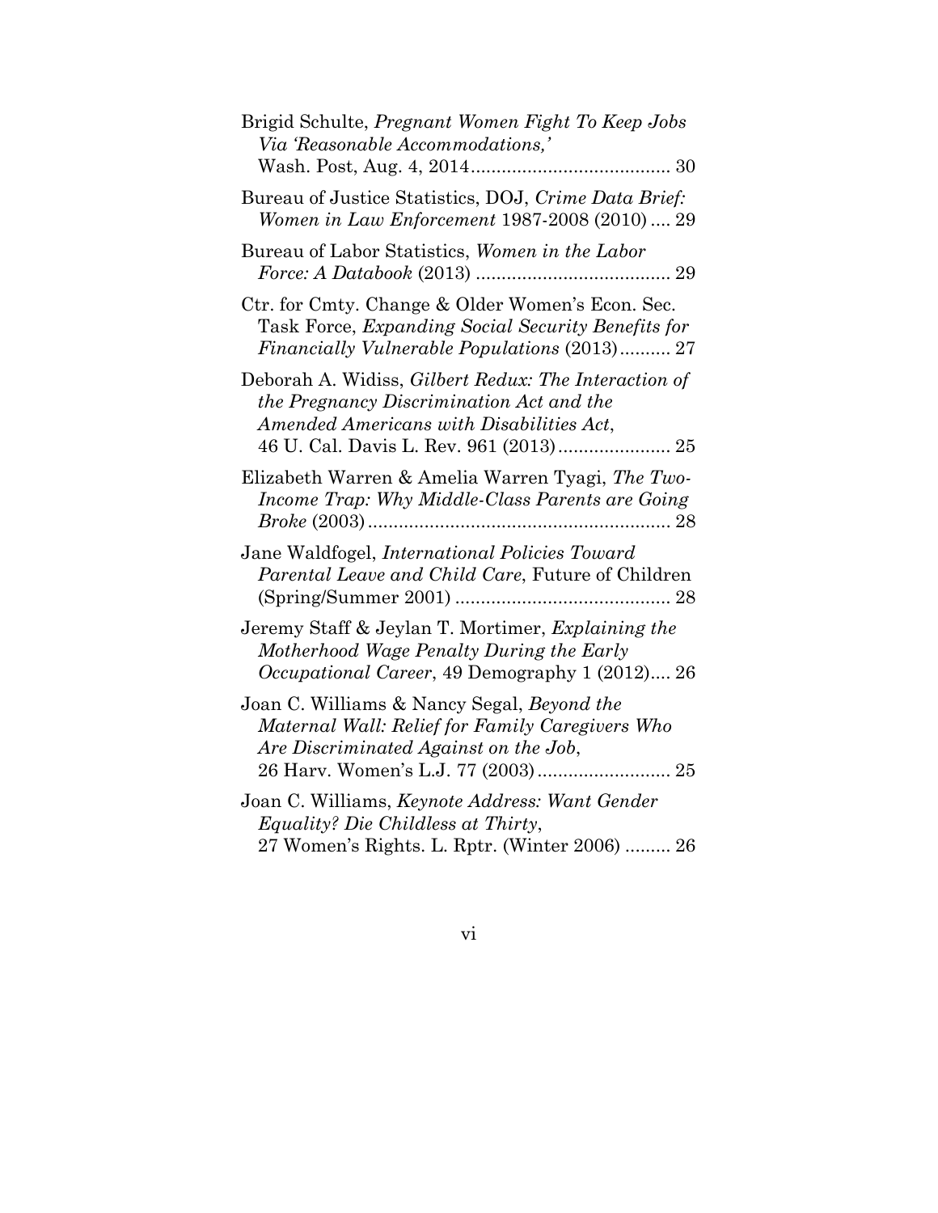Brigid Schulte, *Pregnant Women Fight To Keep Jobs Via 'Reasonable Accommodations,'* Wash. Post, Aug. 4, 2014....................................... 30

Bureau of Justice Statistics, DOJ, *Crime Data Brief: Women in Law Enforcement* 1987-2008 (2010) .... 29

Bureau of Labor Statistics, *Women in the Labor Force: A Databook* (2013) ...................................... 29

Ctr. for Cmty. Change & Older Women's Econ. Sec. Task Force, *Expanding Social Security Benefits for Financially Vulnerable Populations* (2013).......... 27

Deborah A. Widiss, *Gilbert Redux: The Interaction of the Pregnancy Discrimination Act and the Amended Americans with Disabilities Act*, 46 U. Cal. Davis L. Rev. 961 (2013)...................... 25

Elizabeth Warren & Amelia Warren Tyagi, *The Two-Income Trap: Why Middle-Class Parents are Going Broke* (2003)........................................................... 28

Jane Waldfogel, *International Policies Toward Parental Leave and Child Care*, Future of Children (Spring/Summer 2001) .......................................... 28

Jeremy Staff & Jeylan T. Mortimer, *Explaining the Motherhood Wage Penalty During the Early Occupational Career*, 49 Demography 1 (2012).... 26

Joan C. Williams & Nancy Segal, *Beyond the Maternal Wall: Relief for Family Caregivers Who Are Discriminated Against on the Job*, 26 Harv. Women's L.J. 77 (2003).......................... 25

Joan C. Williams, *Keynote Address: Want Gender Equality? Die Childless at Thirty*, 27 Women's Rights. L. Rptr. (Winter 2006) ......... 26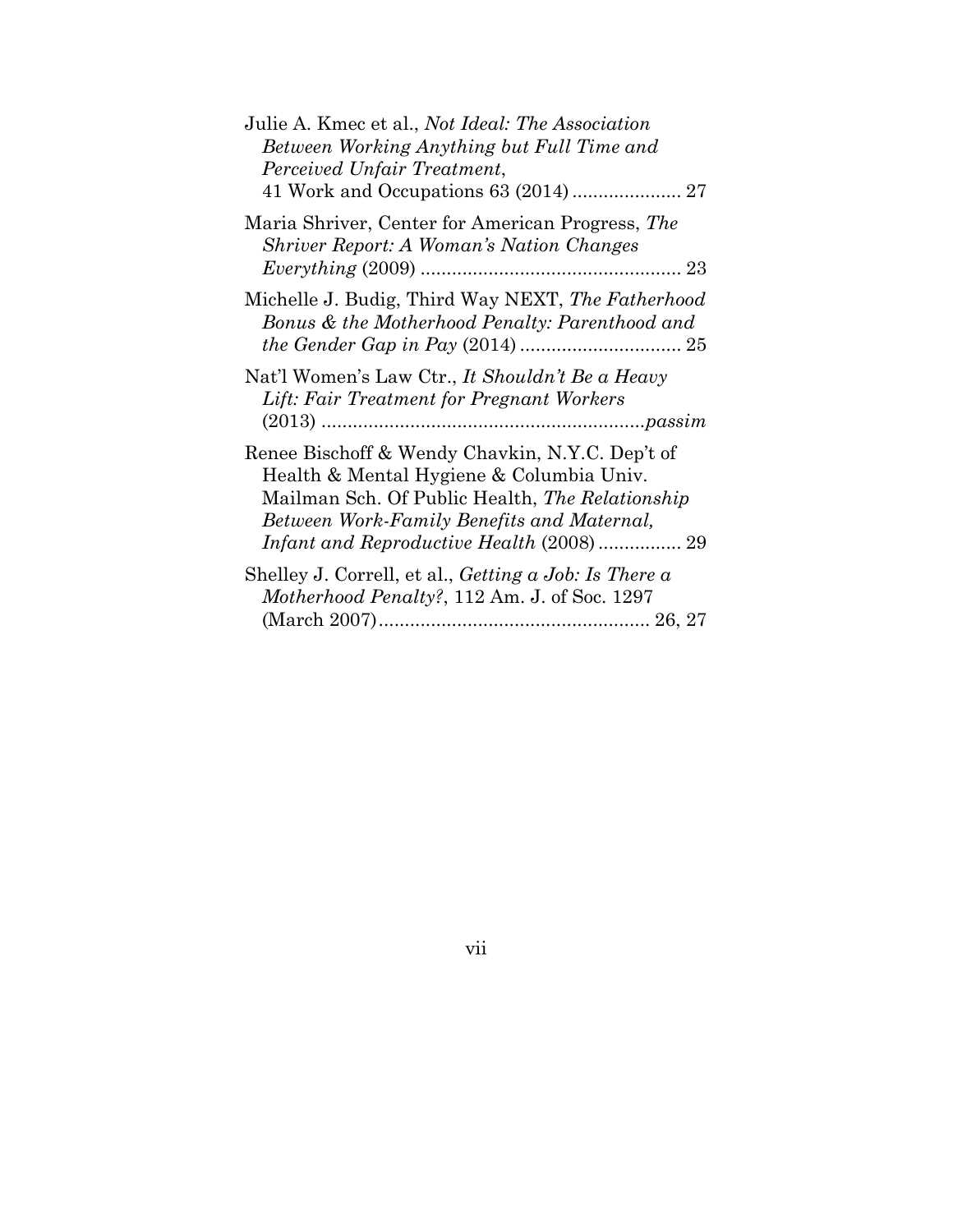Julie A. Kmec et al., *Not Ideal: The Association Between Working Anything but Full Time and Perceived Unfair Treatment*, 41 Work and Occupations 63 (2014) ..................... 27

Maria Shriver, Center for American Progress, *The Shriver Report: A Woman's Nation Changes Everything* (2009) ................................................. 23

Michelle J. Budig, Third Way NEXT, *The Fatherhood Bonus & the Motherhood Penalty: Parenthood and the Gender Gap in Pay* (2014) .............................. 25

Nat'l Women's Law Ctr., *It Shouldn't Be a Heavy Lift: Fair Treatment for Pregnant Workers* (2013) ...............................................................*passim*

Renee Bischoff & Wendy Chavkin, N.Y.C. Dep't of Health & Mental Hygiene & Columbia Univ. Mailman Sch. Of Public Health, *The Relationship Between Work-Family Benefits and Maternal, Infant and Reproductive Health* (2008) ................ 29

Shelley J. Correll, et al., *Getting a Job: Is There a Motherhood Penalty?*, 112 Am. J. of Soc. 1297 (March 2007)................................................... 26, 27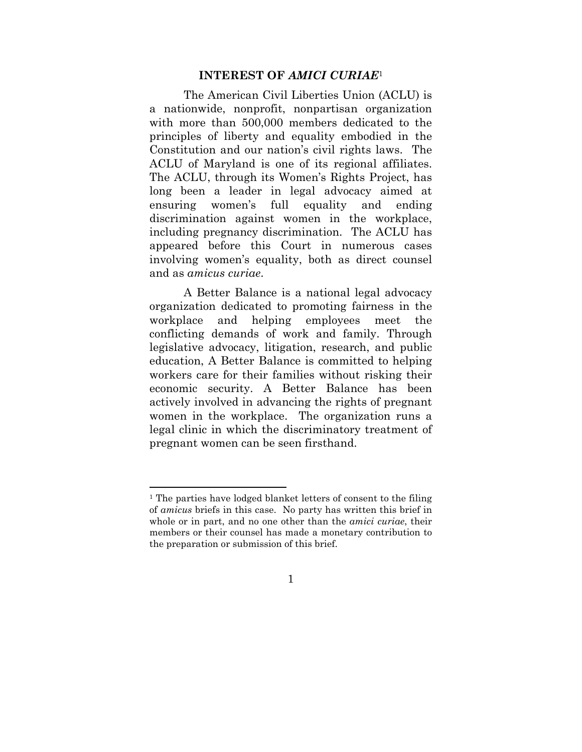## INTEREST OF *AMICI CURIAE*[1]

The American Civil Liberties Union (ACLU) is a nationwide, nonprofit, nonpartisan organization with more than 500,000 members dedicated to the principles of liberty and equality embodied in the Constitution and our nation's civil rights laws. The ACLU of Maryland is one of its regional affiliates. The ACLU, through its Women's Rights Project, has long been a leader in legal advocacy aimed at ensuring women's full equality and ending discrimination against women in the workplace, including pregnancy discrimination. The ACLU has appeared before this Court in numerous cases involving women's equality, both as direct counsel and as *amicus curiae*.

A Better Balance is a national legal advocacy organization dedicated to promoting fairness in the workplace and helping employees meet the conflicting demands of work and family. Through legislative advocacy, litigation, research, and public education, A Better Balance is committed to helping workers care for their families without risking their economic security. A Better Balance has been actively involved in advancing the rights of pregnant women in the workplace. The organization runs a legal clinic in which the discriminatory treatment of pregnant women can be seen firsthand.

---

[1] The parties have lodged blanket letters of consent to the filing of *amicus* briefs in this case. No party has written this brief in whole or in part, and no one other than the *amici curiae*, their members or their counsel has made a monetary contribution to the preparation or submission of this brief.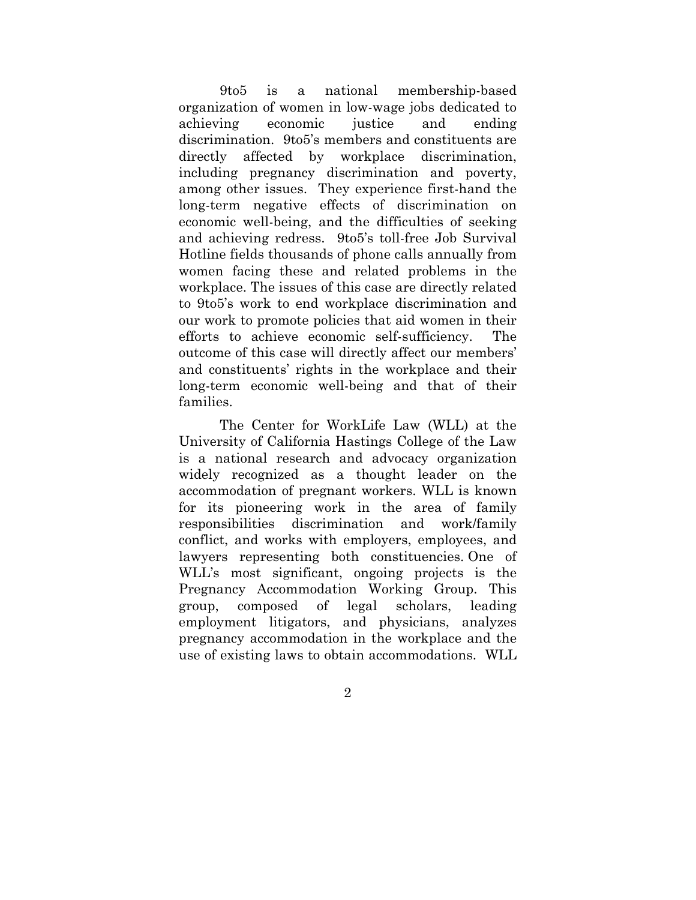9to5 is a national membership-based organization of women in low-wage jobs dedicated to achieving economic justice and ending discrimination. 9to5's members and constituents are directly affected by workplace discrimination, including pregnancy discrimination and poverty, among other issues. They experience first-hand the long-term negative effects of discrimination on economic well-being, and the difficulties of seeking and achieving redress. 9to5's toll-free Job Survival Hotline fields thousands of phone calls annually from women facing these and related problems in the workplace. The issues of this case are directly related to 9to5's work to end workplace discrimination and our work to promote policies that aid women in their efforts to achieve economic self-sufficiency. The outcome of this case will directly affect our members' and constituents' rights in the workplace and their long-term economic well-being and that of their families.

The Center for WorkLife Law (WLL) at the University of California Hastings College of the Law is a national research and advocacy organization widely recognized as a thought leader on the accommodation of pregnant workers. WLL is known for its pioneering work in the area of family responsibilities discrimination and work/family conflict, and works with employers, employees, and lawyers representing both constituencies. One of WLL's most significant, ongoing projects is the Pregnancy Accommodation Working Group. This group, composed of legal scholars, leading employment litigators, and physicians, analyzes pregnancy accommodation in the workplace and the use of existing laws to obtain accommodations. WLL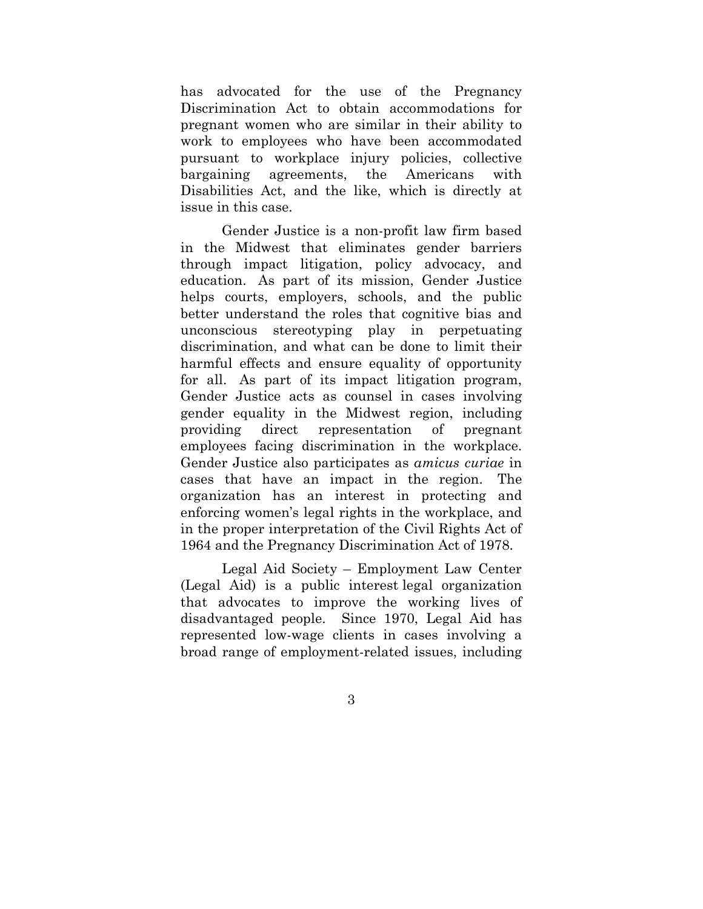has advocated for the use of the Pregnancy Discrimination Act to obtain accommodations for pregnant women who are similar in their ability to work to employees who have been accommodated pursuant to workplace injury policies, collective bargaining agreements, the Americans with Disabilities Act, and the like, which is directly at issue in this case.

Gender Justice is a non-profit law firm based in the Midwest that eliminates gender barriers through impact litigation, policy advocacy, and education. As part of its mission, Gender Justice helps courts, employers, schools, and the public better understand the roles that cognitive bias and unconscious stereotyping play in perpetuating discrimination, and what can be done to limit their harmful effects and ensure equality of opportunity for all. As part of its impact litigation program, Gender Justice acts as counsel in cases involving gender equality in the Midwest region, including providing direct representation of pregnant employees facing discrimination in the workplace. Gender Justice also participates as *amicus curiae* in cases that have an impact in the region. The organization has an interest in protecting and enforcing women's legal rights in the workplace, and in the proper interpretation of the Civil Rights Act of 1964 and the Pregnancy Discrimination Act of 1978.

Legal Aid Society – Employment Law Center (Legal Aid) is a public interest legal organization that advocates to improve the working lives of disadvantaged people. Since 1970, Legal Aid has represented low-wage clients in cases involving a broad range of employment-related issues, including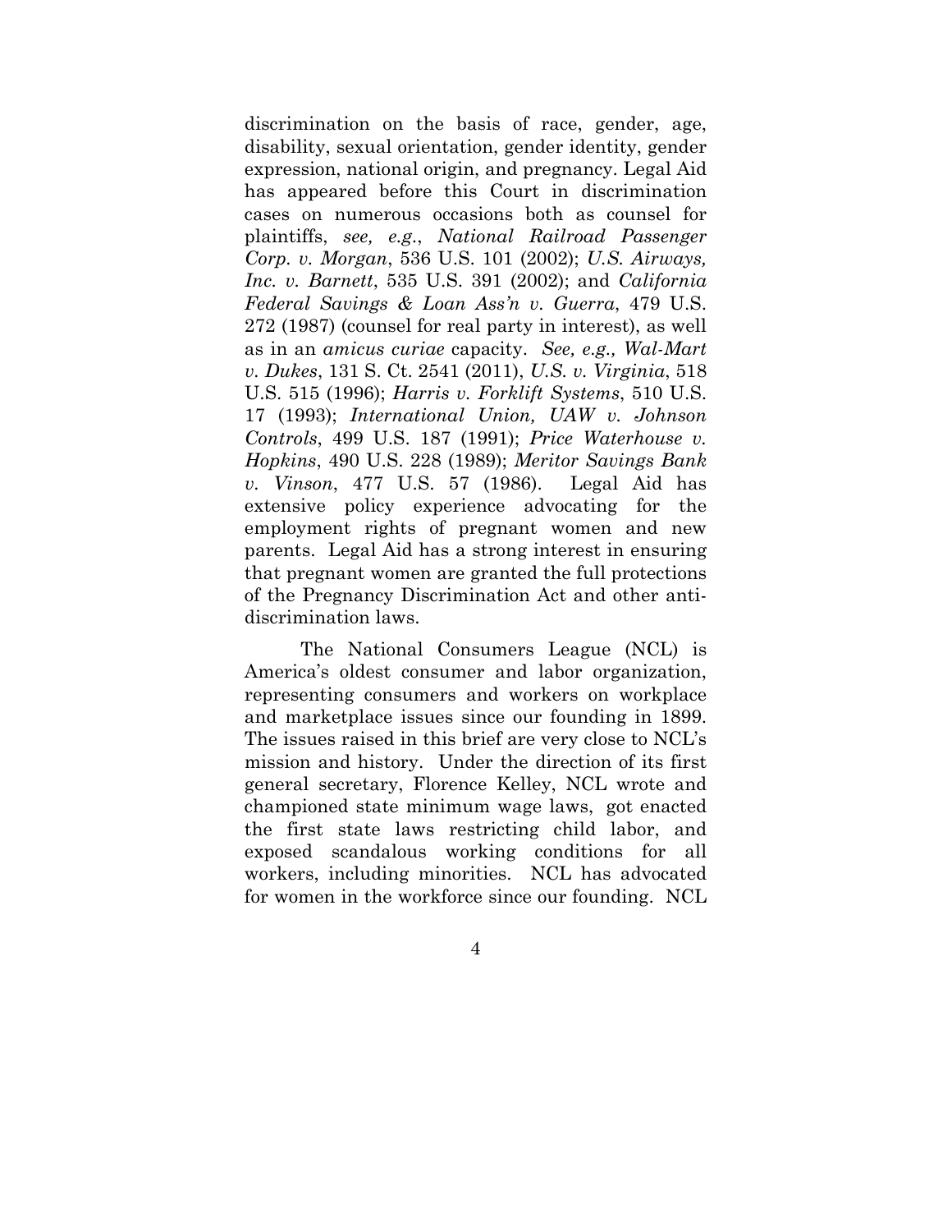discrimination on the basis of race, gender, age, disability, sexual orientation, gender identity, gender expression, national origin, and pregnancy. Legal Aid has appeared before this Court in discrimination cases on numerous occasions both as counsel for plaintiffs, *see, e.g.*, *National Railroad Passenger Corp. v. Morgan*, 536 U.S. 101 (2002); *U.S. Airways, Inc. v. Barnett*, 535 U.S. 391 (2002); and *California Federal Savings & Loan Ass'n v. Guerra*, 479 U.S. 272 (1987) (counsel for real party in interest), as well as in an *amicus curiae* capacity. *See, e.g., Wal-Mart v. Dukes*, 131 S. Ct. 2541 (2011), *U.S. v. Virginia*, 518 U.S. 515 (1996); *Harris v. Forklift Systems*, 510 U.S. 17 (1993); *International Union, UAW v. Johnson Controls*, 499 U.S. 187 (1991); *Price Waterhouse v. Hopkins*, 490 U.S. 228 (1989); *Meritor Savings Bank v. Vinson*, 477 U.S. 57 (1986). Legal Aid has extensive policy experience advocating for the employment rights of pregnant women and new parents. Legal Aid has a strong interest in ensuring that pregnant women are granted the full protections of the Pregnancy Discrimination Act and other anti-discrimination laws.

The National Consumers League (NCL) is America's oldest consumer and labor organization, representing consumers and workers on workplace and marketplace issues since our founding in 1899. The issues raised in this brief are very close to NCL's mission and history. Under the direction of its first general secretary, Florence Kelley, NCL wrote and championed state minimum wage laws, got enacted the first state laws restricting child labor, and exposed scandalous working conditions for all workers, including minorities. NCL has advocated for women in the workforce since our founding. NCL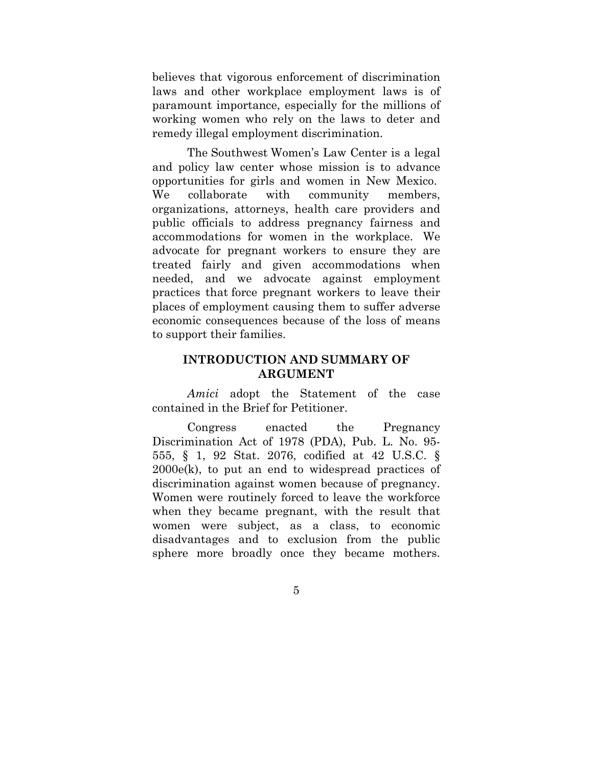believes that vigorous enforcement of discrimination laws and other workplace employment laws is of paramount importance, especially for the millions of working women who rely on the laws to deter and remedy illegal employment discrimination.

The Southwest Women's Law Center is a legal and policy law center whose mission is to advance opportunities for girls and women in New Mexico. We collaborate with community members, organizations, attorneys, health care providers and public officials to address pregnancy fairness and accommodations for women in the workplace. We advocate for pregnant workers to ensure they are treated fairly and given accommodations when needed, and we advocate against employment practices that force pregnant workers to leave their places of employment causing them to suffer adverse economic consequences because of the loss of means to support their families.

## INTRODUCTION AND SUMMARY OF ARGUMENT

*Amici* adopt the Statement of the case contained in the Brief for Petitioner.

Congress enacted the Pregnancy Discrimination Act of 1978 (PDA), Pub. L. No. 95-555, § 1, 92 Stat. 2076, codified at 42 U.S.C. § 2000e(k), to put an end to widespread practices of discrimination against women because of pregnancy. Women were routinely forced to leave the workforce when they became pregnant, with the result that women were subject, as a class, to economic disadvantages and to exclusion from the public sphere more broadly once they became mothers.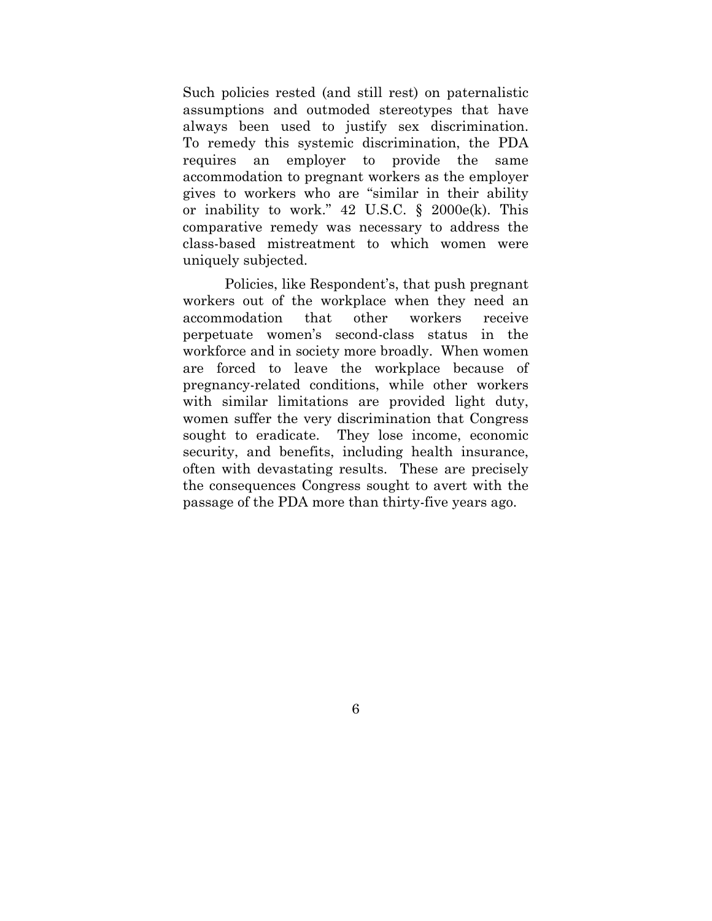Such policies rested (and still rest) on paternalistic assumptions and outmoded stereotypes that have always been used to justify sex discrimination. To remedy this systemic discrimination, the PDA requires an employer to provide the same accommodation to pregnant workers as the employer gives to workers who are "similar in their ability or inability to work." 42 U.S.C. § 2000e(k). This comparative remedy was necessary to address the class-based mistreatment to which women were uniquely subjected.

Policies, like Respondent's, that push pregnant workers out of the workplace when they need an accommodation that other workers receive perpetuate women's second-class status in the workforce and in society more broadly. When women are forced to leave the workplace because of pregnancy-related conditions, while other workers with similar limitations are provided light duty, women suffer the very discrimination that Congress sought to eradicate. They lose income, economic security, and benefits, including health insurance, often with devastating results. These are precisely the consequences Congress sought to avert with the passage of the PDA more than thirty-five years ago.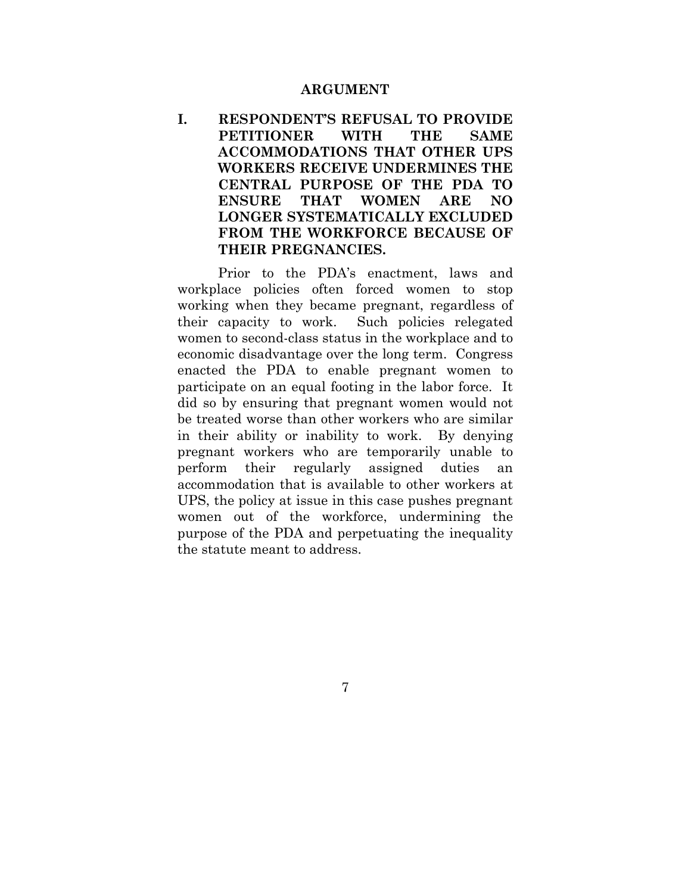# ARGUMENT

## I. RESPONDENT'S REFUSAL TO PROVIDE PETITIONER WITH THE SAME ACCOMMODATIONS THAT OTHER UPS WORKERS RECEIVE UNDERMINES THE CENTRAL PURPOSE OF THE PDA TO ENSURE THAT WOMEN ARE NO LONGER SYSTEMATICALLY EXCLUDED FROM THE WORKFORCE BECAUSE OF THEIR PREGNANCIES.

Prior to the PDA's enactment, laws and workplace policies often forced women to stop working when they became pregnant, regardless of their capacity to work. Such policies relegated women to second-class status in the workplace and to economic disadvantage over the long term. Congress enacted the PDA to enable pregnant women to participate on an equal footing in the labor force. It did so by ensuring that pregnant women would not be treated worse than other workers who are similar in their ability or inability to work. By denying pregnant workers who are temporarily unable to perform their regularly assigned duties an accommodation that is available to other workers at UPS, the policy at issue in this case pushes pregnant women out of the workforce, undermining the purpose of the PDA and perpetuating the inequality the statute meant to address.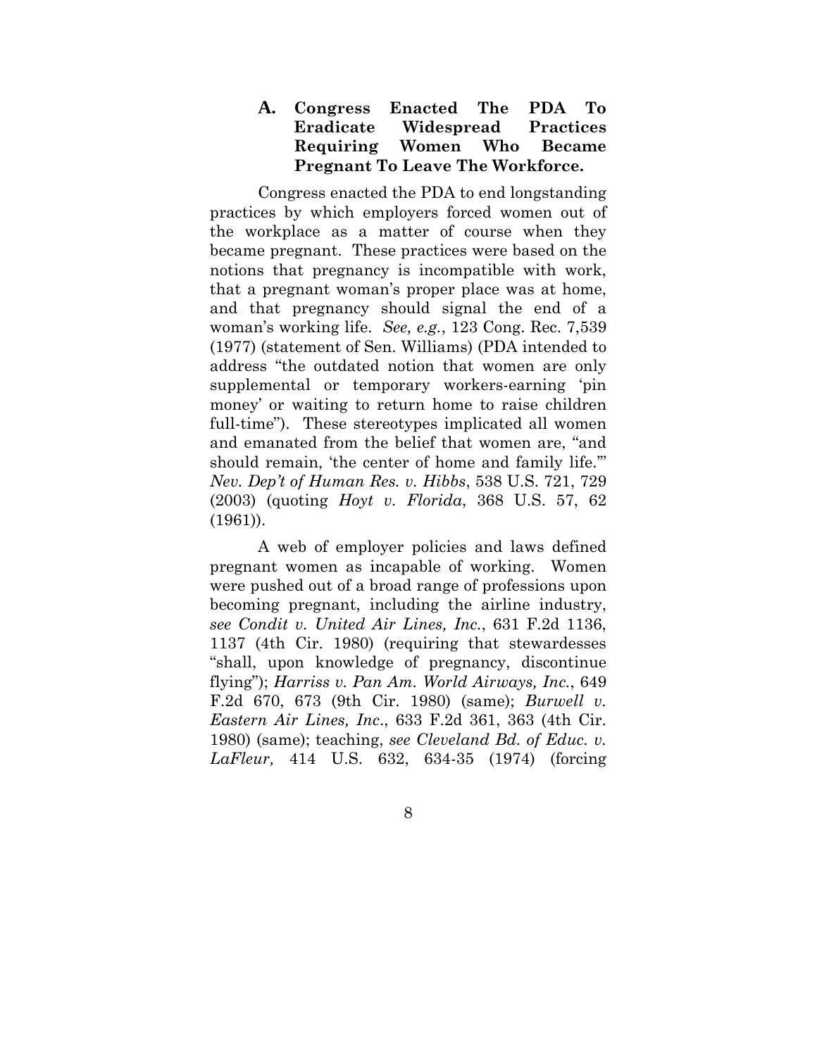### A. Congress Enacted The PDA To Eradicate Widespread Practices Requiring Women Who Became Pregnant To Leave The Workforce.

Congress enacted the PDA to end longstanding practices by which employers forced women out of the workplace as a matter of course when they became pregnant. These practices were based on the notions that pregnancy is incompatible with work, that a pregnant woman's proper place was at home, and that pregnancy should signal the end of a woman's working life. *See, e.g.*, 123 Cong. Rec. 7,539 (1977) (statement of Sen. Williams) (PDA intended to address "the outdated notion that women are only supplemental or temporary workers-earning 'pin money' or waiting to return home to raise children full-time"). These stereotypes implicated all women and emanated from the belief that women are, "and should remain, 'the center of home and family life.'" *Nev. Dep't of Human Res. v. Hibbs*, 538 U.S. 721, 729 (2003) (quoting *Hoyt v. Florida*, 368 U.S. 57, 62 (1961)).

A web of employer policies and laws defined pregnant women as incapable of working. Women were pushed out of a broad range of professions upon becoming pregnant, including the airline industry, *see Condit v. United Air Lines, Inc.*, 631 F.2d 1136, 1137 (4th Cir. 1980) (requiring that stewardesses "shall, upon knowledge of pregnancy, discontinue flying"); *Harriss v. Pan Am. World Airways, Inc.*, 649 F.2d 670, 673 (9th Cir. 1980) (same); *Burwell v. Eastern Air Lines, Inc*., 633 F.2d 361, 363 (4th Cir. 1980) (same); teaching, *see Cleveland Bd. of Educ. v. LaFleur,* 414 U.S. 632, 634-35 (1974) (forcing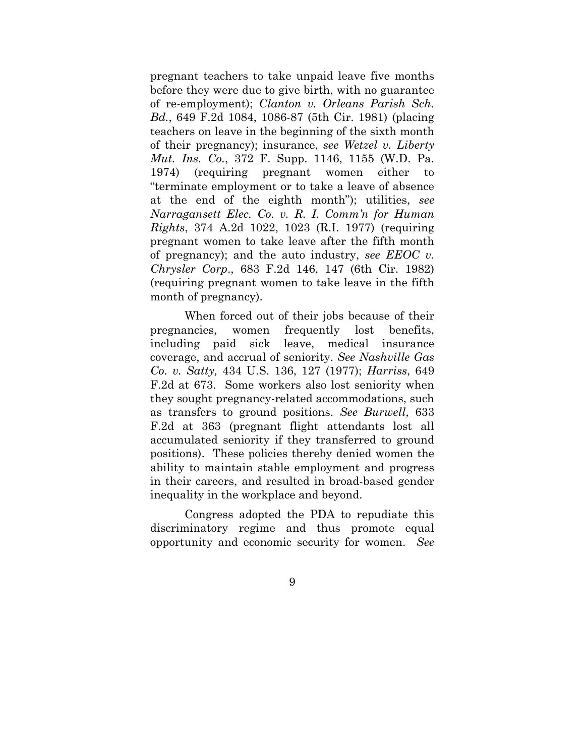pregnant teachers to take unpaid leave five months before they were due to give birth, with no guarantee of re-employment); *Clanton v. Orleans Parish Sch. Bd.*, 649 F.2d 1084, 1086-87 (5th Cir. 1981) (placing teachers on leave in the beginning of the sixth month of their pregnancy); insurance, *see Wetzel v. Liberty Mut. Ins. Co.*, 372 F. Supp. 1146, 1155 (W.D. Pa. 1974) (requiring pregnant women either to "terminate employment or to take a leave of absence at the end of the eighth month"); utilities, *see Narragansett Elec. Co. v. R. I. Comm'n for Human Rights*, 374 A.2d 1022, 1023 (R.I. 1977) (requiring pregnant women to take leave after the fifth month of pregnancy); and the auto industry, *see EEOC v. Chrysler Corp.*, 683 F.2d 146, 147 (6th Cir. 1982) (requiring pregnant women to take leave in the fifth month of pregnancy).

When forced out of their jobs because of their pregnancies, women frequently lost benefits, including paid sick leave, medical insurance coverage, and accrual of seniority. *See Nashville Gas Co. v. Satty,* 434 U.S. 136, 127 (1977); *Harriss*, 649 F.2d at 673. Some workers also lost seniority when they sought pregnancy-related accommodations, such as transfers to ground positions. *See Burwell*, 633 F.2d at 363 (pregnant flight attendants lost all accumulated seniority if they transferred to ground positions). These policies thereby denied women the ability to maintain stable employment and progress in their careers, and resulted in broad-based gender inequality in the workplace and beyond.

Congress adopted the PDA to repudiate this discriminatory regime and thus promote equal opportunity and economic security for women. *See*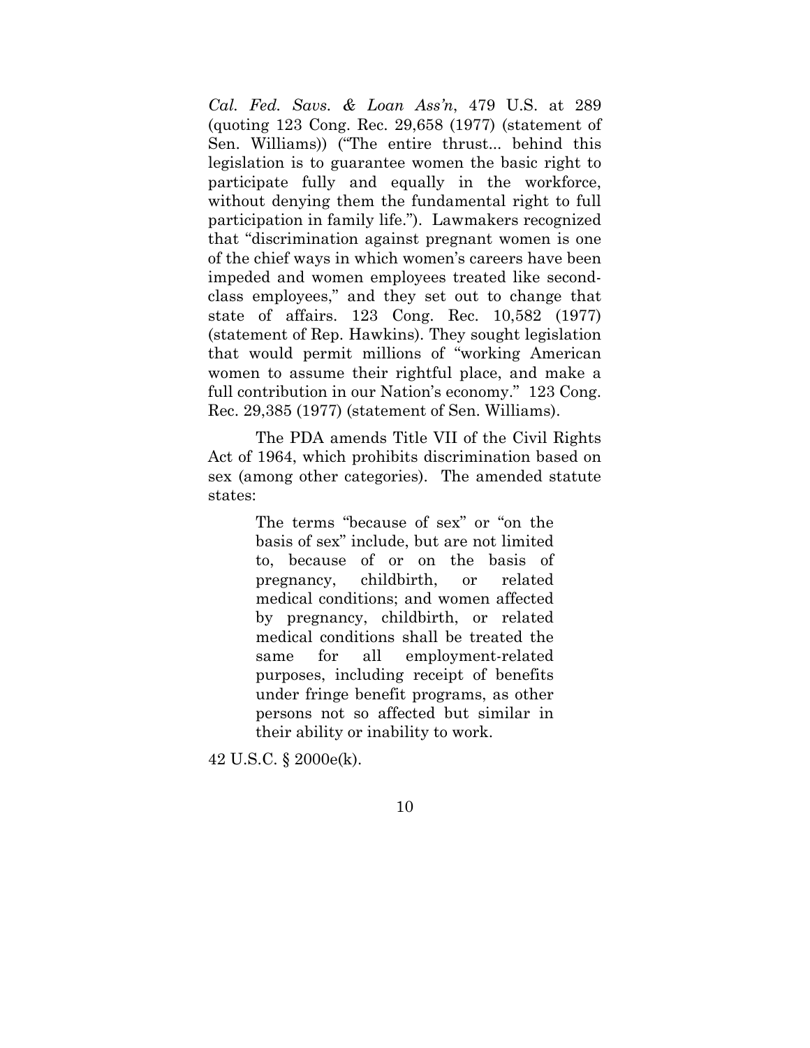*Cal. Fed. Savs. & Loan Ass'n*, 479 U.S. at 289 (quoting 123 Cong. Rec. 29,658 (1977) (statement of Sen. Williams)) ("The entire thrust... behind this legislation is to guarantee women the basic right to participate fully and equally in the workforce, without denying them the fundamental right to full participation in family life."). Lawmakers recognized that "discrimination against pregnant women is one of the chief ways in which women's careers have been impeded and women employees treated like second-class employees," and they set out to change that state of affairs. 123 Cong. Rec. 10,582 (1977) (statement of Rep. Hawkins). They sought legislation that would permit millions of "working American women to assume their rightful place, and make a full contribution in our Nation's economy." 123 Cong. Rec. 29,385 (1977) (statement of Sen. Williams).

The PDA amends Title VII of the Civil Rights Act of 1964, which prohibits discrimination based on sex (among other categories). The amended statute states:

> The terms "because of sex" or "on the basis of sex" include, but are not limited to, because of or on the basis of pregnancy, childbirth, or related medical conditions; and women affected by pregnancy, childbirth, or related medical conditions shall be treated the same for all employment-related purposes, including receipt of benefits under fringe benefit programs, as other persons not so affected but similar in their ability or inability to work.

42 U.S.C. § 2000e(k).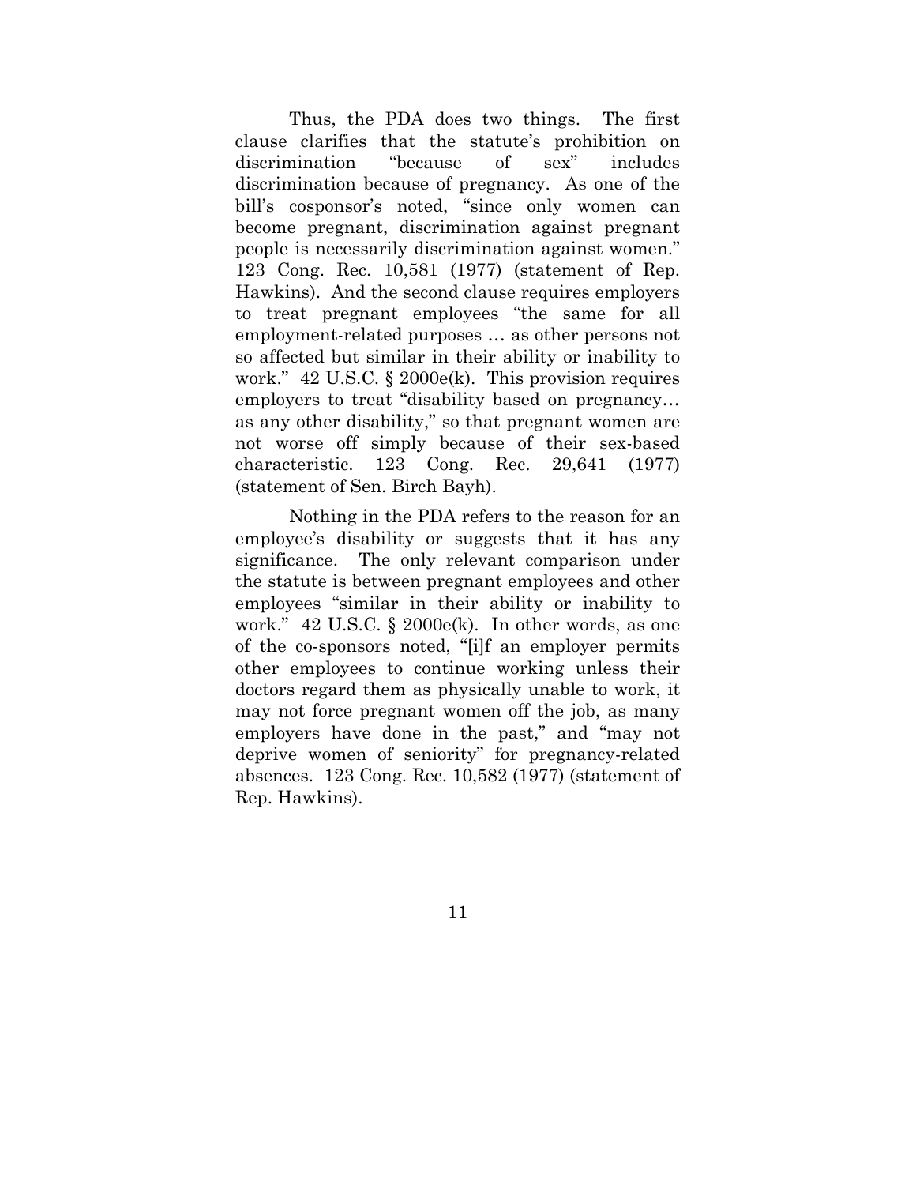Thus, the PDA does two things. The first clause clarifies that the statute's prohibition on discrimination "because of sex" includes discrimination because of pregnancy. As one of the bill's cosponsor's noted, "since only women can become pregnant, discrimination against pregnant people is necessarily discrimination against women." 123 Cong. Rec. 10,581 (1977) (statement of Rep. Hawkins). And the second clause requires employers to treat pregnant employees "the same for all employment-related purposes … as other persons not so affected but similar in their ability or inability to work." 42 U.S.C. § 2000e(k). This provision requires employers to treat "disability based on pregnancy… as any other disability," so that pregnant women are not worse off simply because of their sex-based characteristic. 123 Cong. Rec. 29,641 (1977) (statement of Sen. Birch Bayh).

Nothing in the PDA refers to the reason for an employee's disability or suggests that it has any significance. The only relevant comparison under the statute is between pregnant employees and other employees "similar in their ability or inability to work." 42 U.S.C. § 2000e(k). In other words, as one of the co-sponsors noted, "[i]f an employer permits other employees to continue working unless their doctors regard them as physically unable to work, it may not force pregnant women off the job, as many employers have done in the past," and "may not deprive women of seniority" for pregnancy-related absences. 123 Cong. Rec. 10,582 (1977) (statement of Rep. Hawkins).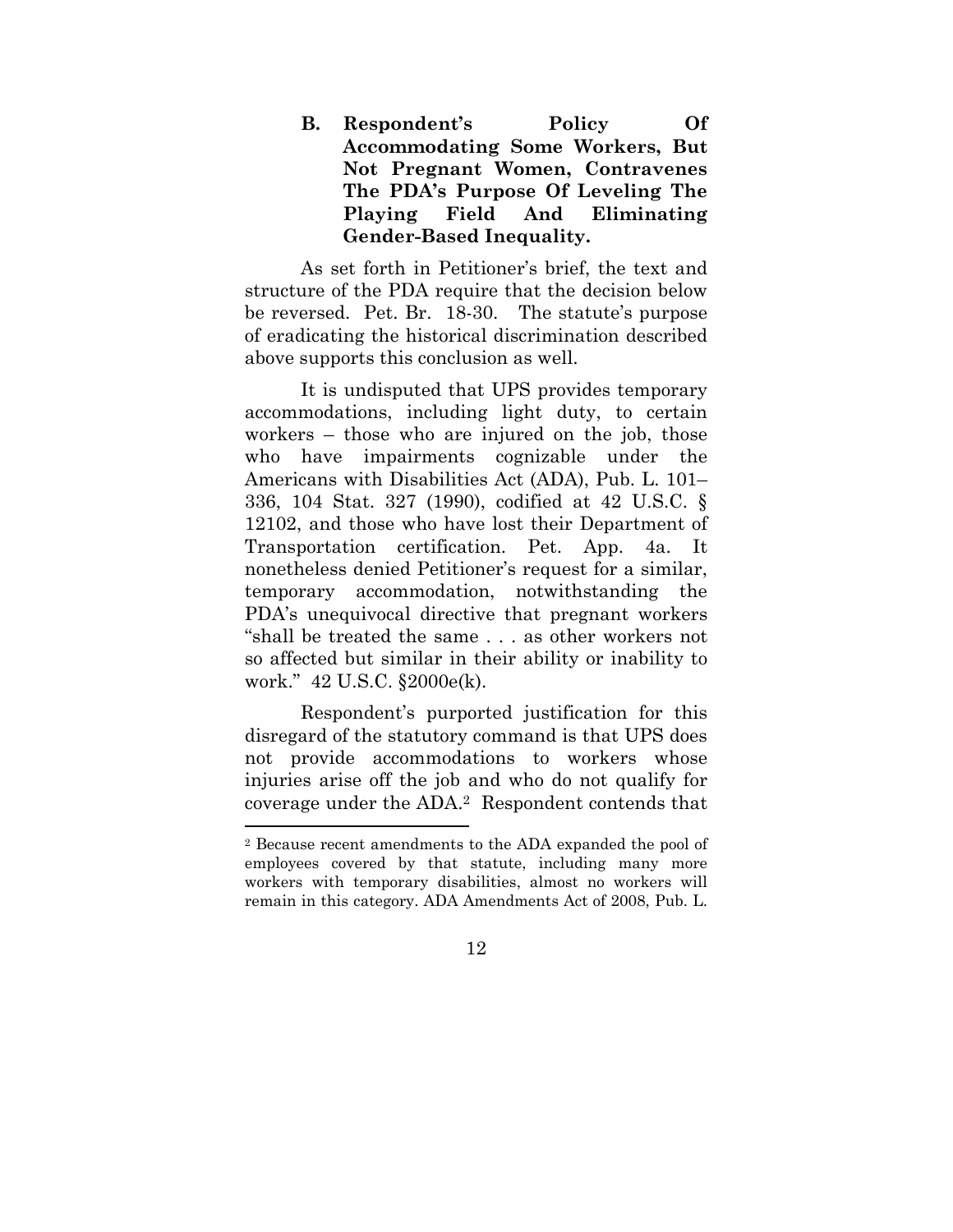### B. Respondent's Policy Of Accommodating Some Workers, But Not Pregnant Women, Contravenes The PDA's Purpose Of Leveling The Playing Field And Eliminating Gender-Based Inequality.

As set forth in Petitioner's brief, the text and structure of the PDA require that the decision below be reversed. Pet. Br. 18-30. The statute's purpose of eradicating the historical discrimination described above supports this conclusion as well.

It is undisputed that UPS provides temporary accommodations, including light duty, to certain workers – those who are injured on the job, those who have impairments cognizable under the Americans with Disabilities Act (ADA), Pub. L. 101–336, 104 Stat. 327 (1990), codified at 42 U.S.C. § 12102, and those who have lost their Department of Transportation certification. Pet. App. 4a. It nonetheless denied Petitioner's request for a similar, temporary accommodation, notwithstanding the PDA's unequivocal directive that pregnant workers "shall be treated the same . . . as other workers not so affected but similar in their ability or inability to work." 42 U.S.C. §2000e(k).

Respondent's purported justification for this disregard of the statutory command is that UPS does not provide accommodations to workers whose injuries arise off the job and who do not qualify for coverage under the ADA.[2] Respondent contends that

[2] Because recent amendments to the ADA expanded the pool of employees covered by that statute, including many more workers with temporary disabilities, almost no workers will remain in this category. ADA Amendments Act of 2008, Pub. L.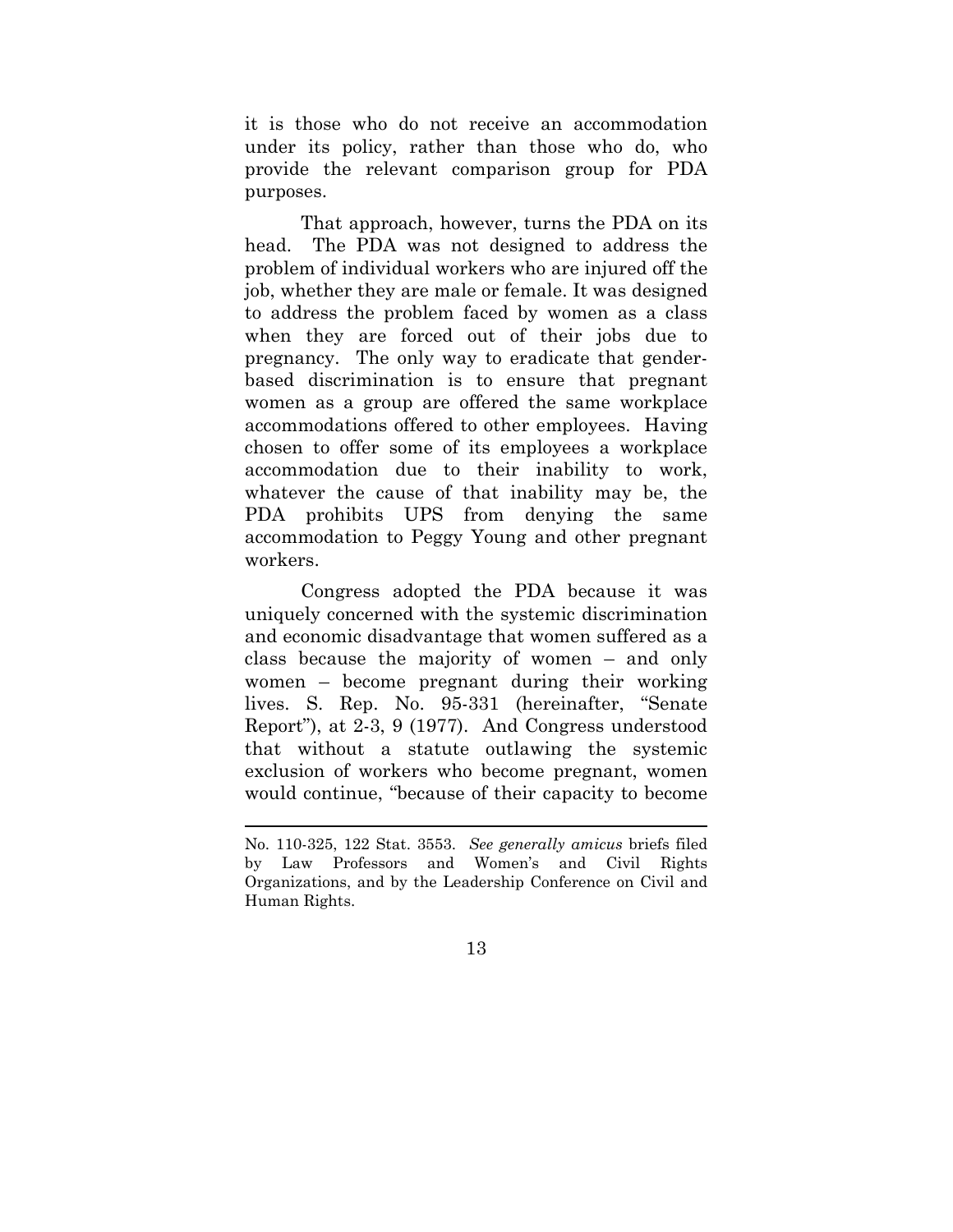it is those who do not receive an accommodation under its policy, rather than those who do, who provide the relevant comparison group for PDA purposes.

That approach, however, turns the PDA on its head. The PDA was not designed to address the problem of individual workers who are injured off the job, whether they are male or female. It was designed to address the problem faced by women as a class when they are forced out of their jobs due to pregnancy. The only way to eradicate that gender-based discrimination is to ensure that pregnant women as a group are offered the same workplace accommodations offered to other employees. Having chosen to offer some of its employees a workplace accommodation due to their inability to work, whatever the cause of that inability may be, the PDA prohibits UPS from denying the same accommodation to Peggy Young and other pregnant workers.

Congress adopted the PDA because it was uniquely concerned with the systemic discrimination and economic disadvantage that women suffered as a class because the majority of women – and only women – become pregnant during their working lives. S. Rep. No. 95-331 (hereinafter, "Senate Report"), at 2-3, 9 (1977). And Congress understood that without a statute outlawing the systemic exclusion of workers who become pregnant, women would continue, "because of their capacity to become

---

No. 110-325, 122 Stat. 3553. *See generally amicus* briefs filed by Law Professors and Women's and Civil Rights Organizations, and by the Leadership Conference on Civil and Human Rights.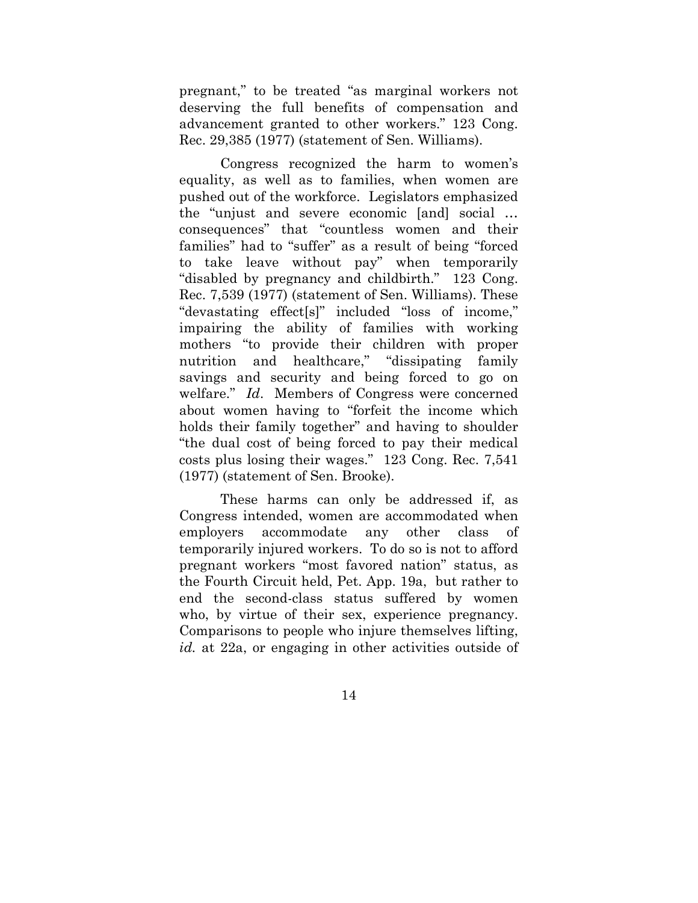pregnant," to be treated "as marginal workers not deserving the full benefits of compensation and advancement granted to other workers." 123 Cong. Rec. 29,385 (1977) (statement of Sen. Williams).

Congress recognized the harm to women's equality, as well as to families, when women are pushed out of the workforce. Legislators emphasized the "unjust and severe economic [and] social … consequences" that "countless women and their families" had to "suffer" as a result of being "forced to take leave without pay" when temporarily "disabled by pregnancy and childbirth." 123 Cong. Rec. 7,539 (1977) (statement of Sen. Williams). These "devastating effect[s]" included "loss of income," impairing the ability of families with working mothers "to provide their children with proper nutrition and healthcare," "dissipating family savings and security and being forced to go on welfare." *Id*. Members of Congress were concerned about women having to "forfeit the income which holds their family together" and having to shoulder "the dual cost of being forced to pay their medical costs plus losing their wages." 123 Cong. Rec. 7,541 (1977) (statement of Sen. Brooke).

These harms can only be addressed if, as Congress intended, women are accommodated when employers accommodate any other class of temporarily injured workers. To do so is not to afford pregnant workers "most favored nation" status, as the Fourth Circuit held, Pet. App. 19a, but rather to end the second-class status suffered by women who, by virtue of their sex, experience pregnancy. Comparisons to people who injure themselves lifting, *id.* at 22a, or engaging in other activities outside of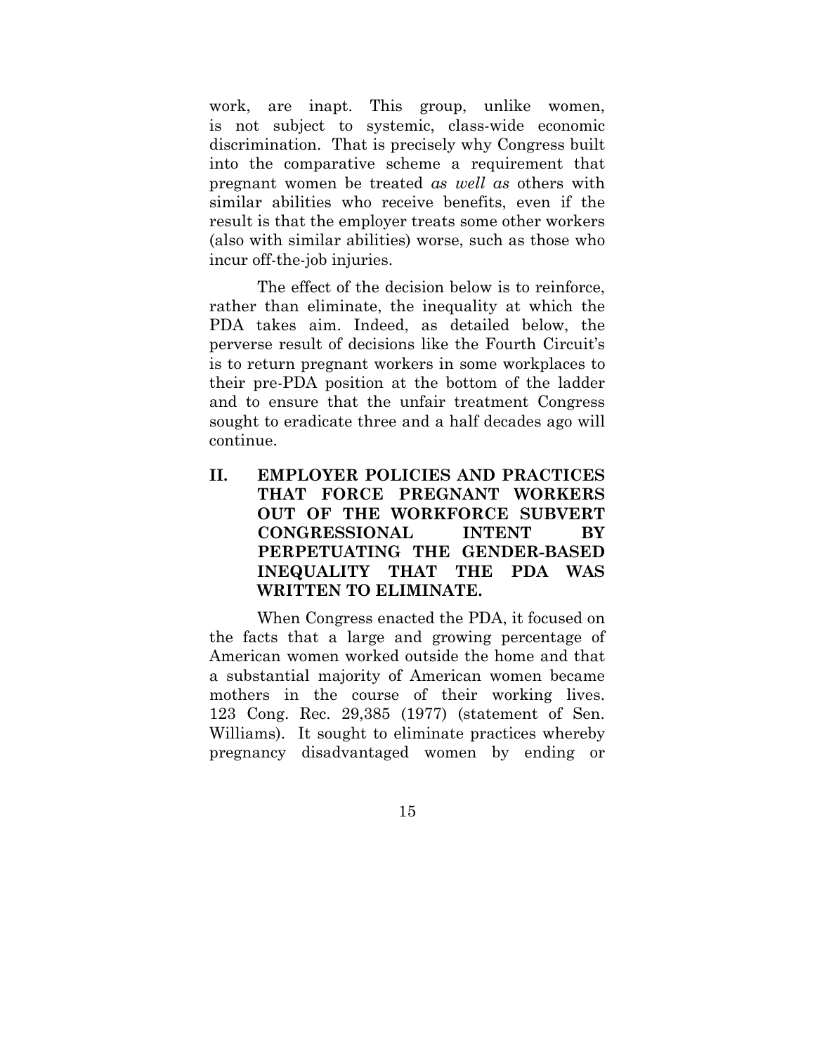work, are inapt. This group, unlike women, is not subject to systemic, class-wide economic discrimination. That is precisely why Congress built into the comparative scheme a requirement that pregnant women be treated *as well as* others with similar abilities who receive benefits, even if the result is that the employer treats some other workers (also with similar abilities) worse, such as those who incur off-the-job injuries.

The effect of the decision below is to reinforce, rather than eliminate, the inequality at which the PDA takes aim. Indeed, as detailed below, the perverse result of decisions like the Fourth Circuit's is to return pregnant workers in some workplaces to their pre-PDA position at the bottom of the ladder and to ensure that the unfair treatment Congress sought to eradicate three and a half decades ago will continue.

## II. EMPLOYER POLICIES AND PRACTICES THAT FORCE PREGNANT WORKERS OUT OF THE WORKFORCE SUBVERT CONGRESSIONAL INTENT BY PERPETUATING THE GENDER-BASED INEQUALITY THAT THE PDA WAS WRITTEN TO ELIMINATE.

When Congress enacted the PDA, it focused on the facts that a large and growing percentage of American women worked outside the home and that a substantial majority of American women became mothers in the course of their working lives. 123 Cong. Rec. 29,385 (1977) (statement of Sen. Williams). It sought to eliminate practices whereby pregnancy disadvantaged women by ending or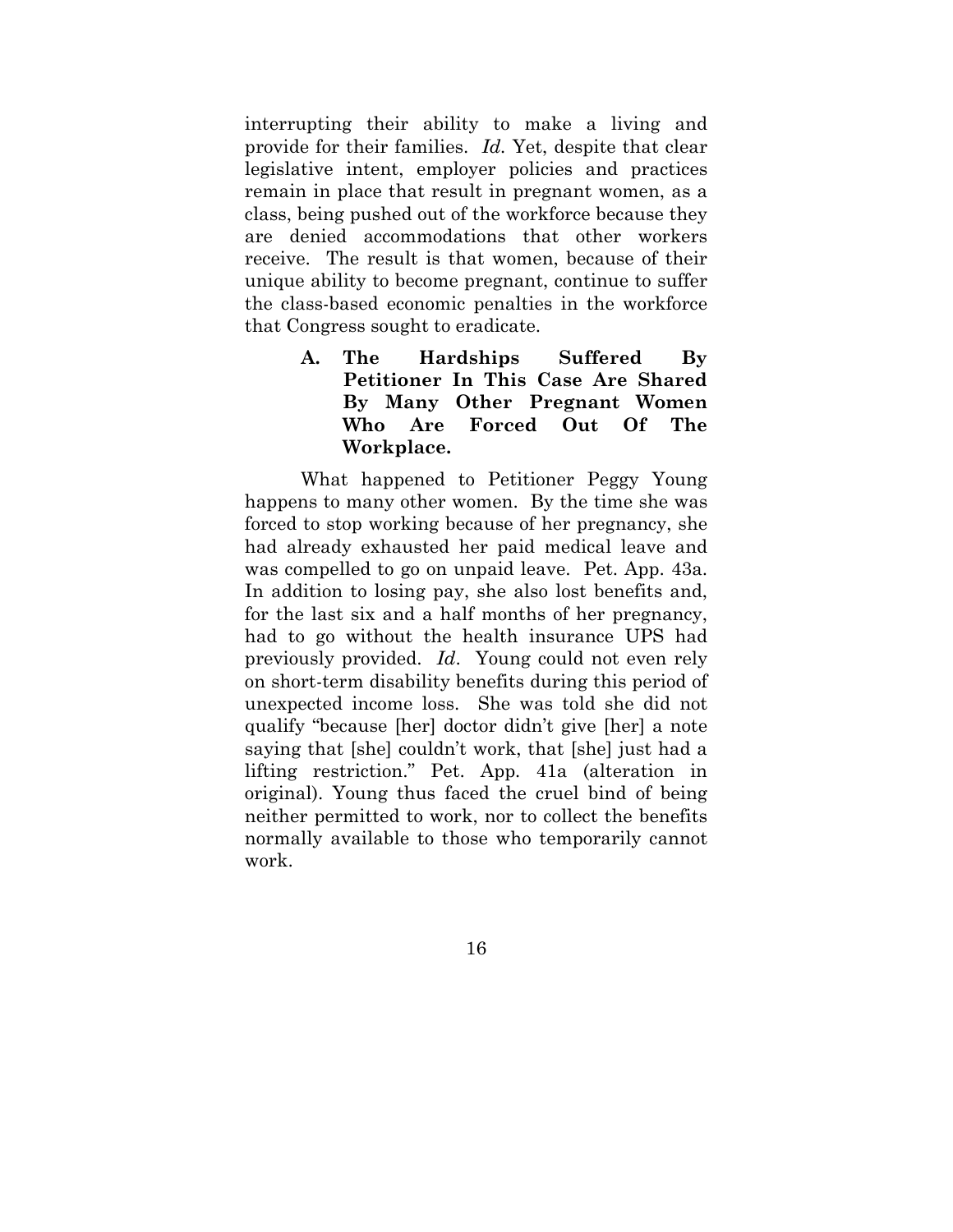interrupting their ability to make a living and provide for their families. *Id.* Yet, despite that clear legislative intent, employer policies and practices remain in place that result in pregnant women, as a class, being pushed out of the workforce because they are denied accommodations that other workers receive. The result is that women, because of their unique ability to become pregnant, continue to suffer the class-based economic penalties in the workforce that Congress sought to eradicate.

### A. The Hardships Suffered By Petitioner In This Case Are Shared By Many Other Pregnant Women Who Are Forced Out Of The Workplace.

What happened to Petitioner Peggy Young happens to many other women. By the time she was forced to stop working because of her pregnancy, she had already exhausted her paid medical leave and was compelled to go on unpaid leave. Pet. App. 43a. In addition to losing pay, she also lost benefits and, for the last six and a half months of her pregnancy, had to go without the health insurance UPS had previously provided. *Id*. Young could not even rely on short-term disability benefits during this period of unexpected income loss. She was told she did not qualify "because [her] doctor didn't give [her] a note saying that [she] couldn't work, that [she] just had a lifting restriction." Pet. App. 41a (alteration in original). Young thus faced the cruel bind of being neither permitted to work, nor to collect the benefits normally available to those who temporarily cannot work.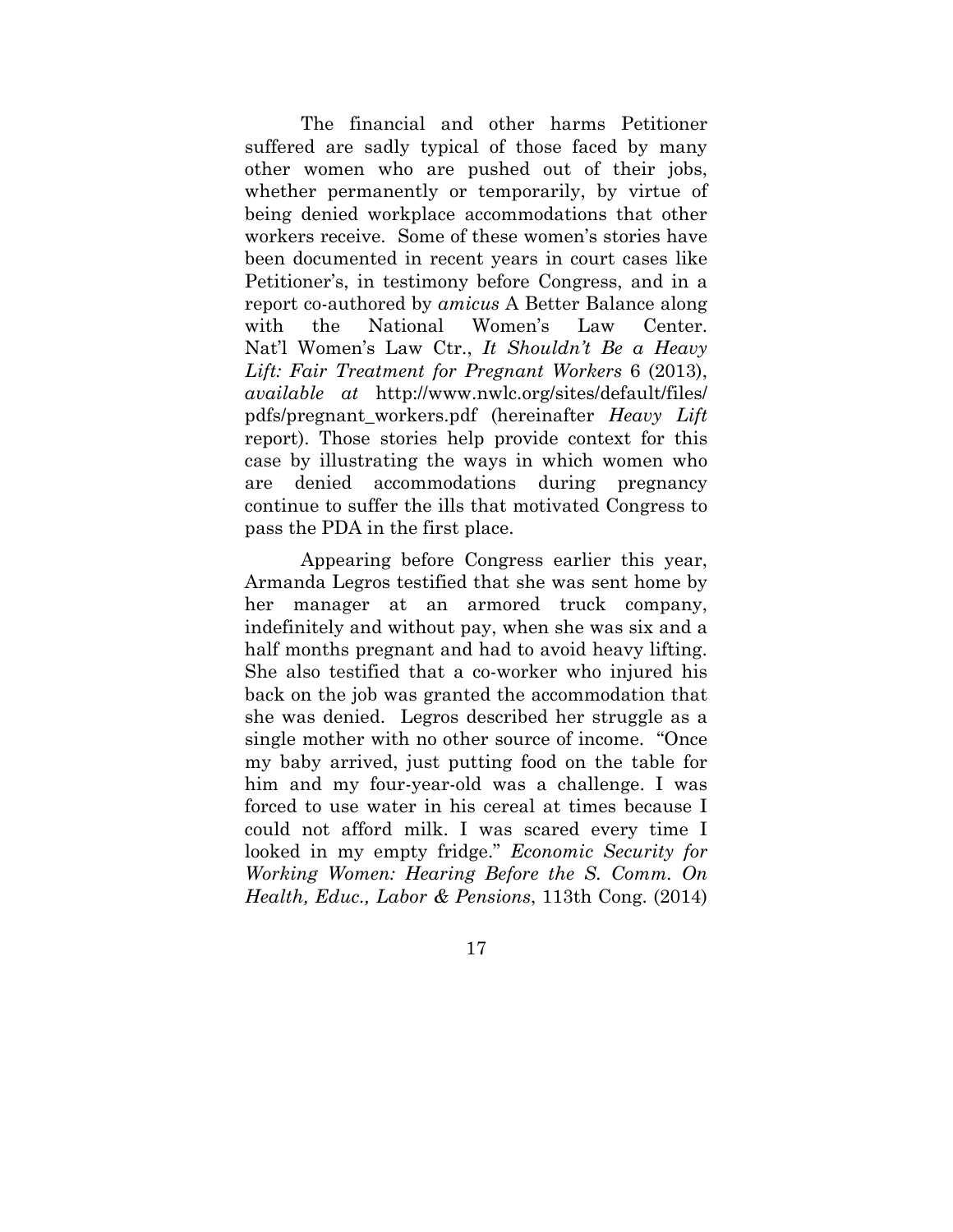The financial and other harms Petitioner suffered are sadly typical of those faced by many other women who are pushed out of their jobs, whether permanently or temporarily, by virtue of being denied workplace accommodations that other workers receive. Some of these women's stories have been documented in recent years in court cases like Petitioner's, in testimony before Congress, and in a report co-authored by *amicus* A Better Balance along with the National Women's Law Center. Nat'l Women's Law Ctr., *It Shouldn't Be a Heavy Lift: Fair Treatment for Pregnant Workers* 6 (2013), *available at* http://www.nwlc.org/sites/default/files/pdfs/pregnant_workers.pdf (hereinafter *Heavy Lift* report). Those stories help provide context for this case by illustrating the ways in which women who are denied accommodations during pregnancy continue to suffer the ills that motivated Congress to pass the PDA in the first place.

Appearing before Congress earlier this year, Armanda Legros testified that she was sent home by her manager at an armored truck company, indefinitely and without pay, when she was six and a half months pregnant and had to avoid heavy lifting. She also testified that a co-worker who injured his back on the job was granted the accommodation that she was denied. Legros described her struggle as a single mother with no other source of income. "Once my baby arrived, just putting food on the table for him and my four-year-old was a challenge. I was forced to use water in his cereal at times because I could not afford milk. I was scared every time I looked in my empty fridge." *Economic Security for Working Women: Hearing Before the S. Comm. On Health, Educ., Labor & Pensions*, 113th Cong. (2014)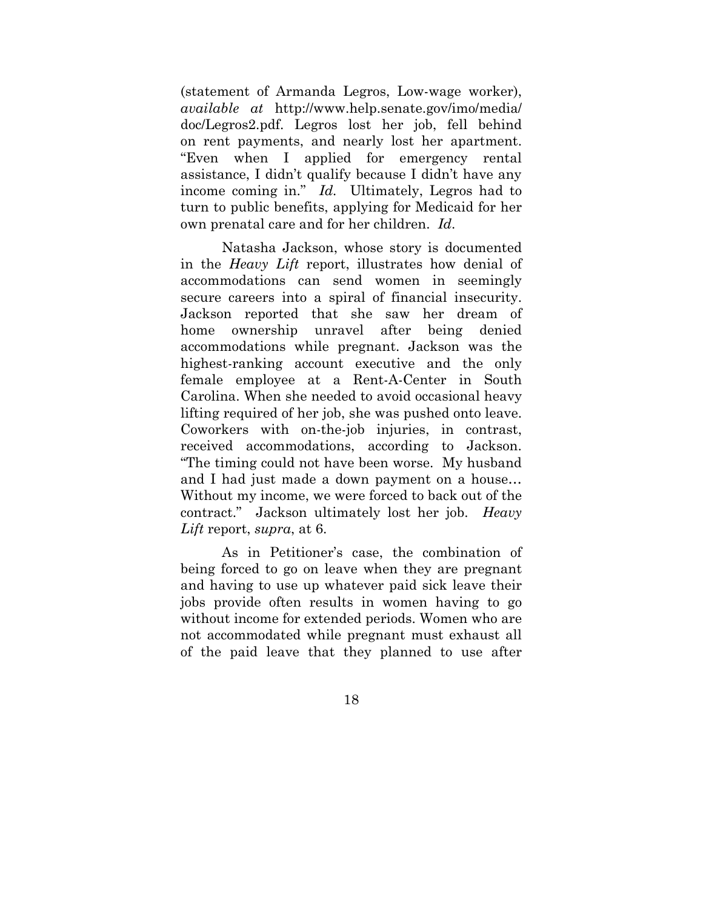(statement of Armanda Legros, Low-wage worker), *available at* http://www.help.senate.gov/imo/media/doc/Legros2.pdf. Legros lost her job, fell behind on rent payments, and nearly lost her apartment. "Even when I applied for emergency rental assistance, I didn't qualify because I didn't have any income coming in." *Id.* Ultimately, Legros had to turn to public benefits, applying for Medicaid for her own prenatal care and for her children. *Id*.

Natasha Jackson, whose story is documented in the *Heavy Lift* report, illustrates how denial of accommodations can send women in seemingly secure careers into a spiral of financial insecurity. Jackson reported that she saw her dream of home ownership unravel after being denied accommodations while pregnant. Jackson was the highest-ranking account executive and the only female employee at a Rent-A-Center in South Carolina. When she needed to avoid occasional heavy lifting required of her job, she was pushed onto leave. Coworkers with on-the-job injuries, in contrast, received accommodations, according to Jackson. "The timing could not have been worse. My husband and I had just made a down payment on a house… Without my income, we were forced to back out of the contract." Jackson ultimately lost her job. *Heavy Lift* report, *supra*, at 6.

As in Petitioner's case, the combination of being forced to go on leave when they are pregnant and having to use up whatever paid sick leave their jobs provide often results in women having to go without income for extended periods. Women who are not accommodated while pregnant must exhaust all of the paid leave that they planned to use after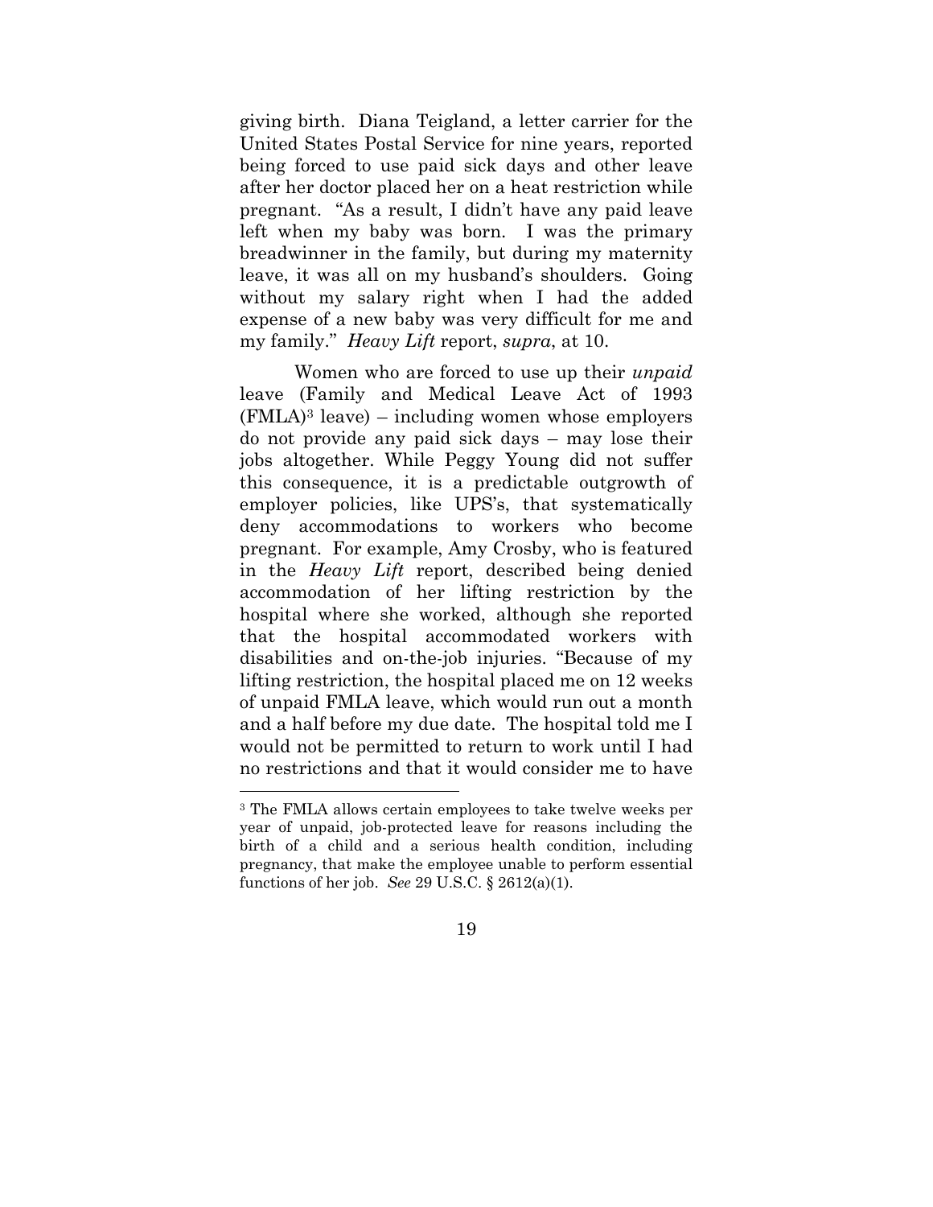giving birth. Diana Teigland, a letter carrier for the United States Postal Service for nine years, reported being forced to use paid sick days and other leave after her doctor placed her on a heat restriction while pregnant. "As a result, I didn't have any paid leave left when my baby was born. I was the primary breadwinner in the family, but during my maternity leave, it was all on my husband's shoulders. Going without my salary right when I had the added expense of a new baby was very difficult for me and my family." *Heavy Lift* report, *supra*, at 10.

Women who are forced to use up their *unpaid* leave (Family and Medical Leave Act of 1993 (FMLA)[3] leave) – including women whose employers do not provide any paid sick days – may lose their jobs altogether. While Peggy Young did not suffer this consequence, it is a predictable outgrowth of employer policies, like UPS's, that systematically deny accommodations to workers who become pregnant. For example, Amy Crosby, who is featured in the *Heavy Lift* report, described being denied accommodation of her lifting restriction by the hospital where she worked, although she reported that the hospital accommodated workers with disabilities and on-the-job injuries. "Because of my lifting restriction, the hospital placed me on 12 weeks of unpaid FMLA leave, which would run out a month and a half before my due date. The hospital told me I would not be permitted to return to work until I had no restrictions and that it would consider me to have

---

[3] The FMLA allows certain employees to take twelve weeks per year of unpaid, job-protected leave for reasons including the birth of a child and a serious health condition, including pregnancy, that make the employee unable to perform essential functions of her job. *See* 29 U.S.C. § 2612(a)(1).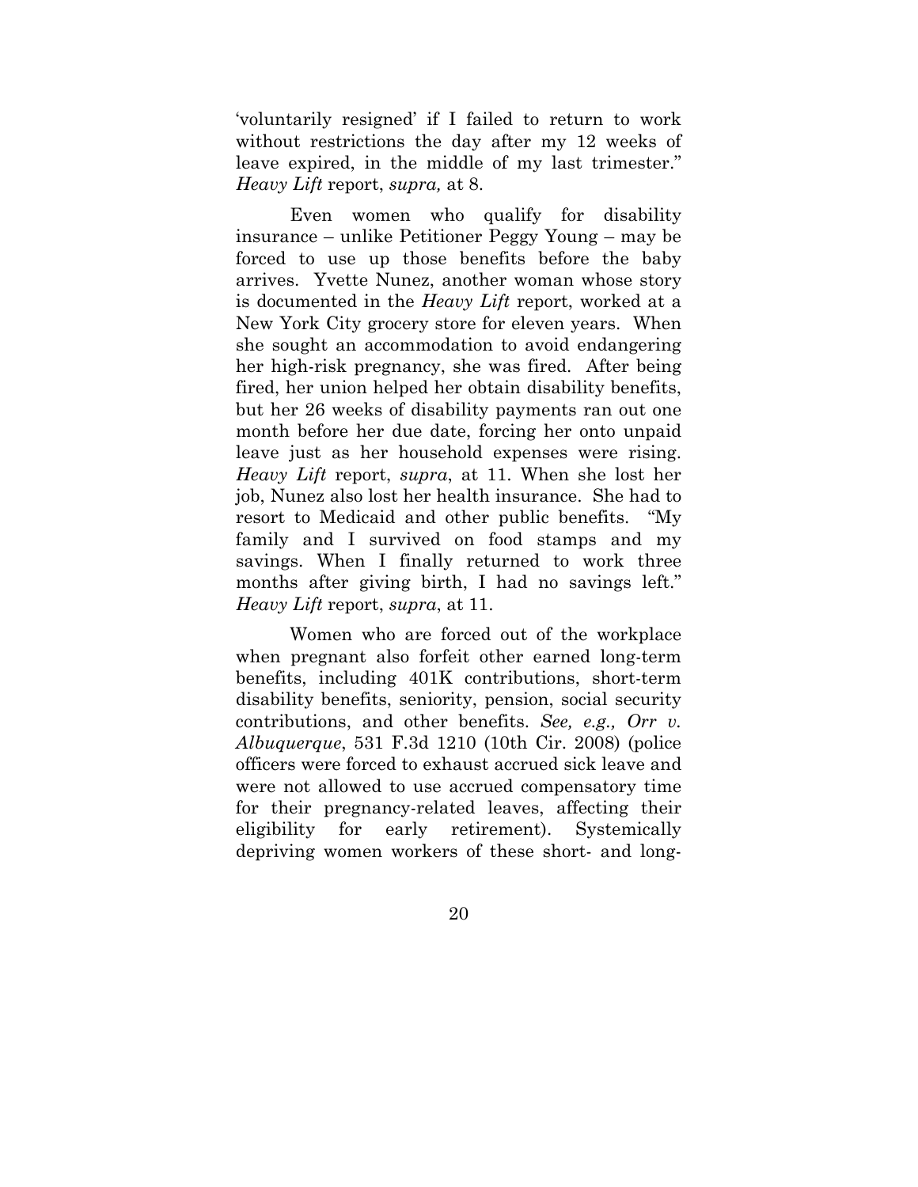'voluntarily resigned' if I failed to return to work without restrictions the day after my 12 weeks of leave expired, in the middle of my last trimester." *Heavy Lift* report, *supra,* at 8.

Even women who qualify for disability insurance – unlike Petitioner Peggy Young – may be forced to use up those benefits before the baby arrives. Yvette Nunez, another woman whose story is documented in the *Heavy Lift* report, worked at a New York City grocery store for eleven years. When she sought an accommodation to avoid endangering her high-risk pregnancy, she was fired. After being fired, her union helped her obtain disability benefits, but her 26 weeks of disability payments ran out one month before her due date, forcing her onto unpaid leave just as her household expenses were rising. *Heavy Lift* report, *supra*, at 11. When she lost her job, Nunez also lost her health insurance. She had to resort to Medicaid and other public benefits. "My family and I survived on food stamps and my savings. When I finally returned to work three months after giving birth, I had no savings left." *Heavy Lift* report, *supra*, at 11.

Women who are forced out of the workplace when pregnant also forfeit other earned long-term benefits, including 401K contributions, short-term disability benefits, seniority, pension, social security contributions, and other benefits. *See, e.g., Orr v. Albuquerque*, 531 F.3d 1210 (10th Cir. 2008) (police officers were forced to exhaust accrued sick leave and were not allowed to use accrued compensatory time for their pregnancy-related leaves, affecting their eligibility for early retirement). Systemically depriving women workers of these short- and long-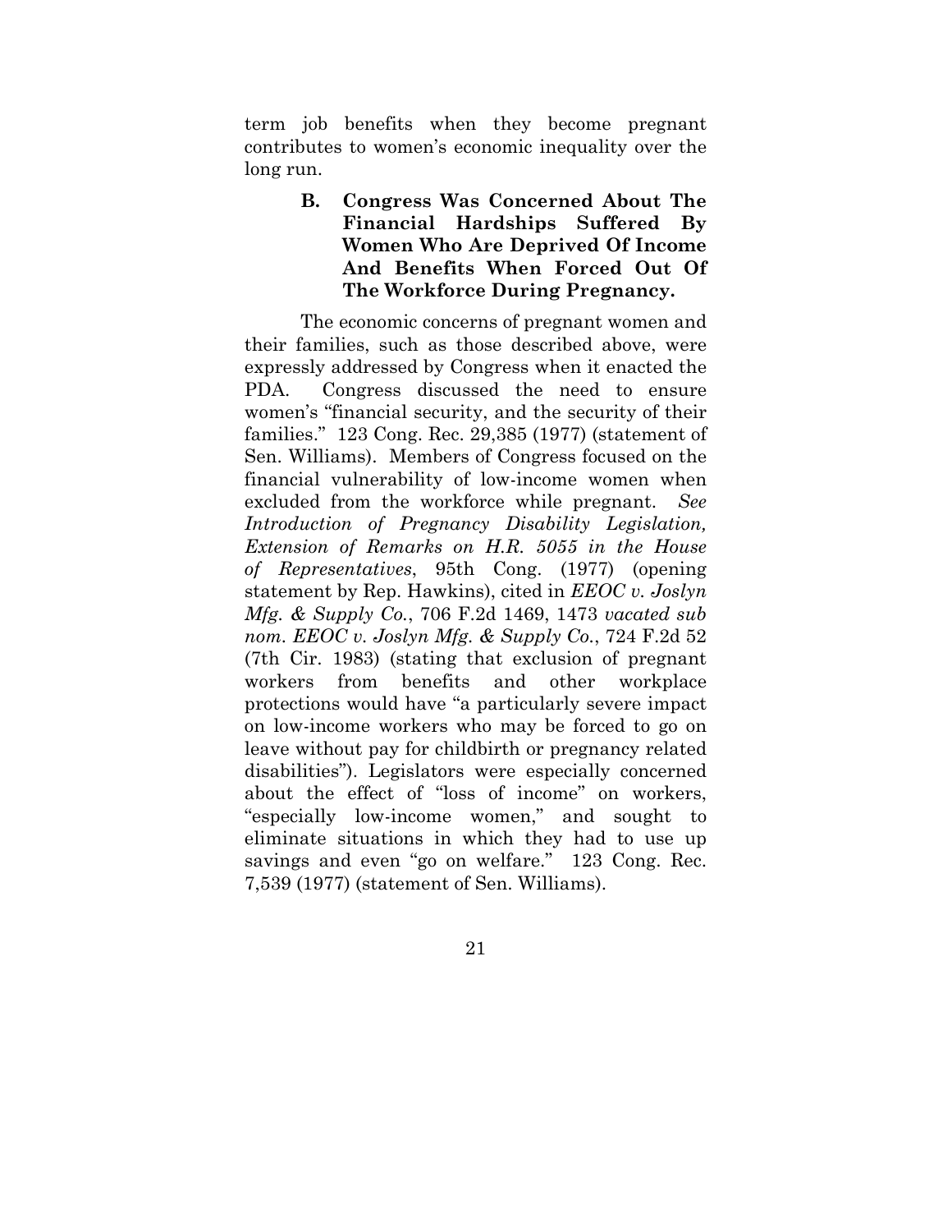term job benefits when they become pregnant contributes to women's economic inequality over the long run.

### B. Congress Was Concerned About The Financial Hardships Suffered By Women Who Are Deprived Of Income And Benefits When Forced Out Of The Workforce During Pregnancy.

The economic concerns of pregnant women and their families, such as those described above, were expressly addressed by Congress when it enacted the PDA. Congress discussed the need to ensure women's "financial security, and the security of their families." 123 Cong. Rec. 29,385 (1977) (statement of Sen. Williams). Members of Congress focused on the financial vulnerability of low-income women when excluded from the workforce while pregnant. *See Introduction of Pregnancy Disability Legislation, Extension of Remarks on H.R. 5055 in the House of Representatives*, 95th Cong. (1977) (opening statement by Rep. Hawkins), cited in *EEOC v. Joslyn Mfg. & Supply Co.*, 706 F.2d 1469, 1473 *vacated sub nom. EEOC v. Joslyn Mfg. & Supply Co.*, 724 F.2d 52 (7th Cir. 1983) (stating that exclusion of pregnant workers from benefits and other workplace protections would have "a particularly severe impact on low-income workers who may be forced to go on leave without pay for childbirth or pregnancy related disabilities"). Legislators were especially concerned about the effect of "loss of income" on workers, "especially low-income women," and sought to eliminate situations in which they had to use up savings and even "go on welfare." 123 Cong. Rec. 7,539 (1977) (statement of Sen. Williams).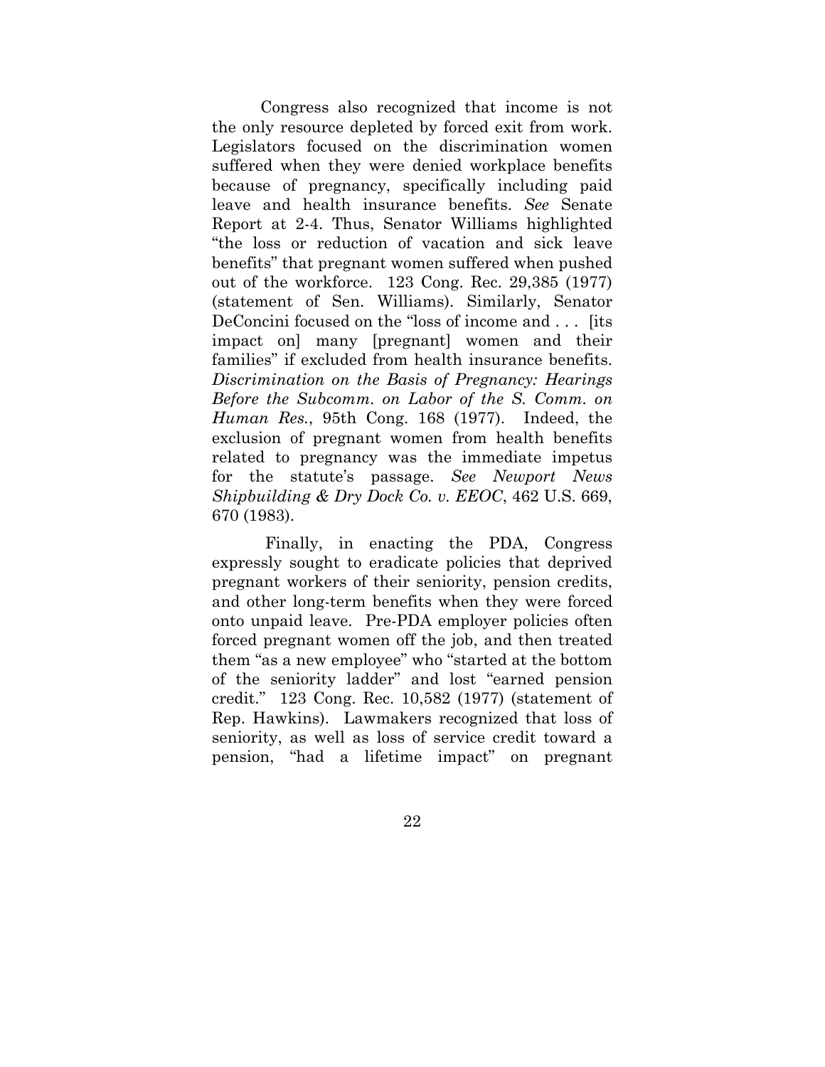Congress also recognized that income is not the only resource depleted by forced exit from work. Legislators focused on the discrimination women suffered when they were denied workplace benefits because of pregnancy, specifically including paid leave and health insurance benefits. *See* Senate Report at 2-4. Thus, Senator Williams highlighted "the loss or reduction of vacation and sick leave benefits" that pregnant women suffered when pushed out of the workforce. 123 Cong. Rec. 29,385 (1977) (statement of Sen. Williams). Similarly, Senator DeConcini focused on the "loss of income and . . . [its impact on] many [pregnant] women and their families" if excluded from health insurance benefits. *Discrimination on the Basis of Pregnancy: Hearings Before the Subcomm. on Labor of the S. Comm. on Human Res.*, 95th Cong. 168 (1977). Indeed, the exclusion of pregnant women from health benefits related to pregnancy was the immediate impetus for the statute's passage. *See Newport News Shipbuilding & Dry Dock Co. v. EEOC*, 462 U.S. 669, 670 (1983).

Finally, in enacting the PDA, Congress expressly sought to eradicate policies that deprived pregnant workers of their seniority, pension credits, and other long-term benefits when they were forced onto unpaid leave. Pre-PDA employer policies often forced pregnant women off the job, and then treated them "as a new employee" who "started at the bottom of the seniority ladder" and lost "earned pension credit." 123 Cong. Rec. 10,582 (1977) (statement of Rep. Hawkins). Lawmakers recognized that loss of seniority, as well as loss of service credit toward a pension, "had a lifetime impact" on pregnant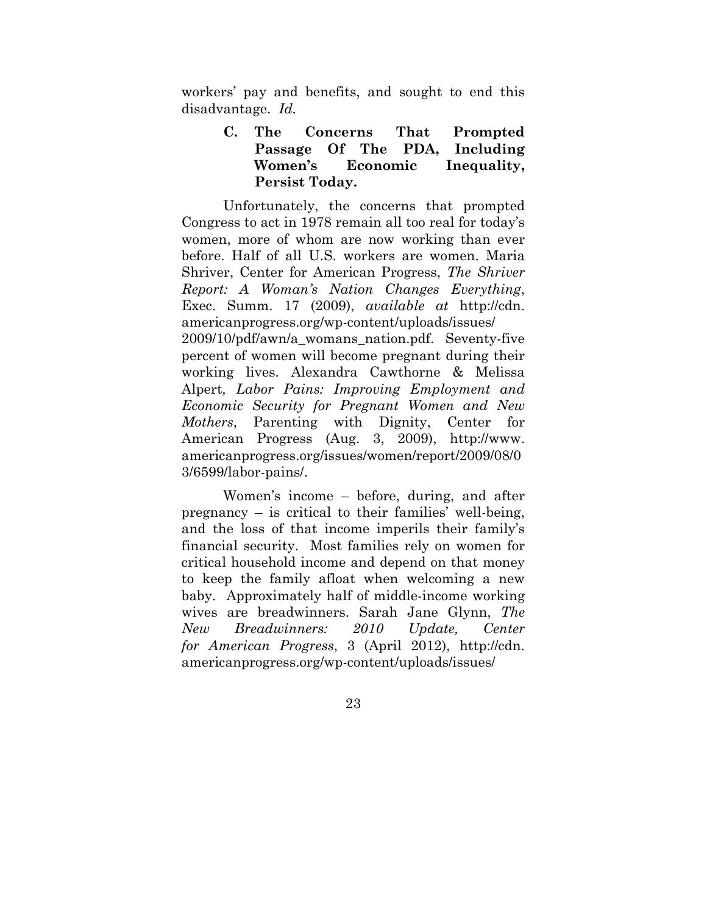workers' pay and benefits, and sought to end this disadvantage. *Id.*

### C. The Concerns That Prompted Passage Of The PDA, Including Women's Economic Inequality, Persist Today.

Unfortunately, the concerns that prompted Congress to act in 1978 remain all too real for today's women, more of whom are now working than ever before. Half of all U.S. workers are women. Maria Shriver, Center for American Progress, *The Shriver Report: A Woman's Nation Changes Everything*, Exec. Summ. 17 (2009), *available at* http://cdn.americanprogress.org/wp-content/uploads/issues/2009/10/pdf/awn/a_womans_nation.pdf. Seventy-five percent of women will become pregnant during their working lives. Alexandra Cawthorne & Melissa Alpert*, Labor Pains: Improving Employment and Economic Security for Pregnant Women and New Mothers*, Parenting with Dignity, Center for American Progress (Aug. 3, 2009), http://www.americanprogress.org/issues/women/report/2009/08/03/6599/labor-pains/.

Women's income – before, during, and after pregnancy – is critical to their families' well-being, and the loss of that income imperils their family's financial security. Most families rely on women for critical household income and depend on that money to keep the family afloat when welcoming a new baby. Approximately half of middle-income working wives are breadwinners. Sarah Jane Glynn, *The New Breadwinners: 2010 Update, Center for American Progress*, 3 (April 2012), http://cdn.americanprogress.org/wp-content/uploads/issues/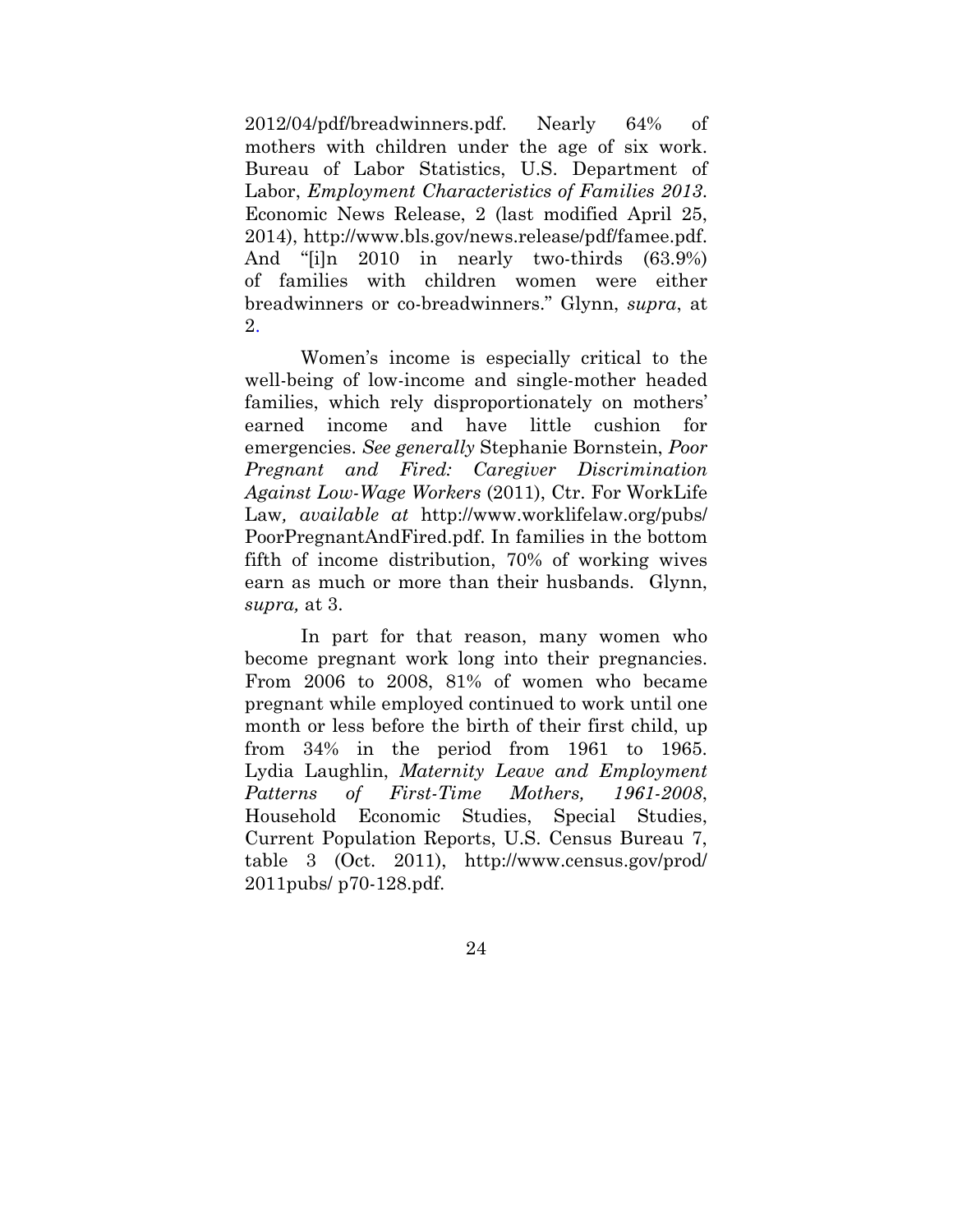2012/04/pdf/breadwinners.pdf. Nearly 64% of mothers with children under the age of six work. Bureau of Labor Statistics, U.S. Department of Labor, *Employment Characteristics of Families 2013*. Economic News Release, 2 (last modified April 25, 2014), http://www.bls.gov/news.release/pdf/famee.pdf. And "[i]n 2010 in nearly two-thirds (63.9%) of families with children women were either breadwinners or co-breadwinners." Glynn, *supra*, at 2.

Women's income is especially critical to the well-being of low-income and single-mother headed families, which rely disproportionately on mothers' earned income and have little cushion for emergencies. *See generally* Stephanie Bornstein, *Poor Pregnant and Fired: Caregiver Discrimination Against Low-Wage Workers* (2011), Ctr. For WorkLife Law, *available at* http://www.worklifelaw.org/pubs/ PoorPregnantAndFired.pdf. In families in the bottom fifth of income distribution, 70% of working wives earn as much or more than their husbands. Glynn, *supra,* at 3.

In part for that reason, many women who become pregnant work long into their pregnancies. From 2006 to 2008, 81% of women who became pregnant while employed continued to work until one month or less before the birth of their first child, up from 34% in the period from 1961 to 1965. Lydia Laughlin, *Maternity Leave and Employment Patterns of First-Time Mothers, 1961-2008*, Household Economic Studies, Special Studies, Current Population Reports, U.S. Census Bureau 7, table 3 (Oct. 2011), http://www.census.gov/prod/ 2011pubs/ p70-128.pdf.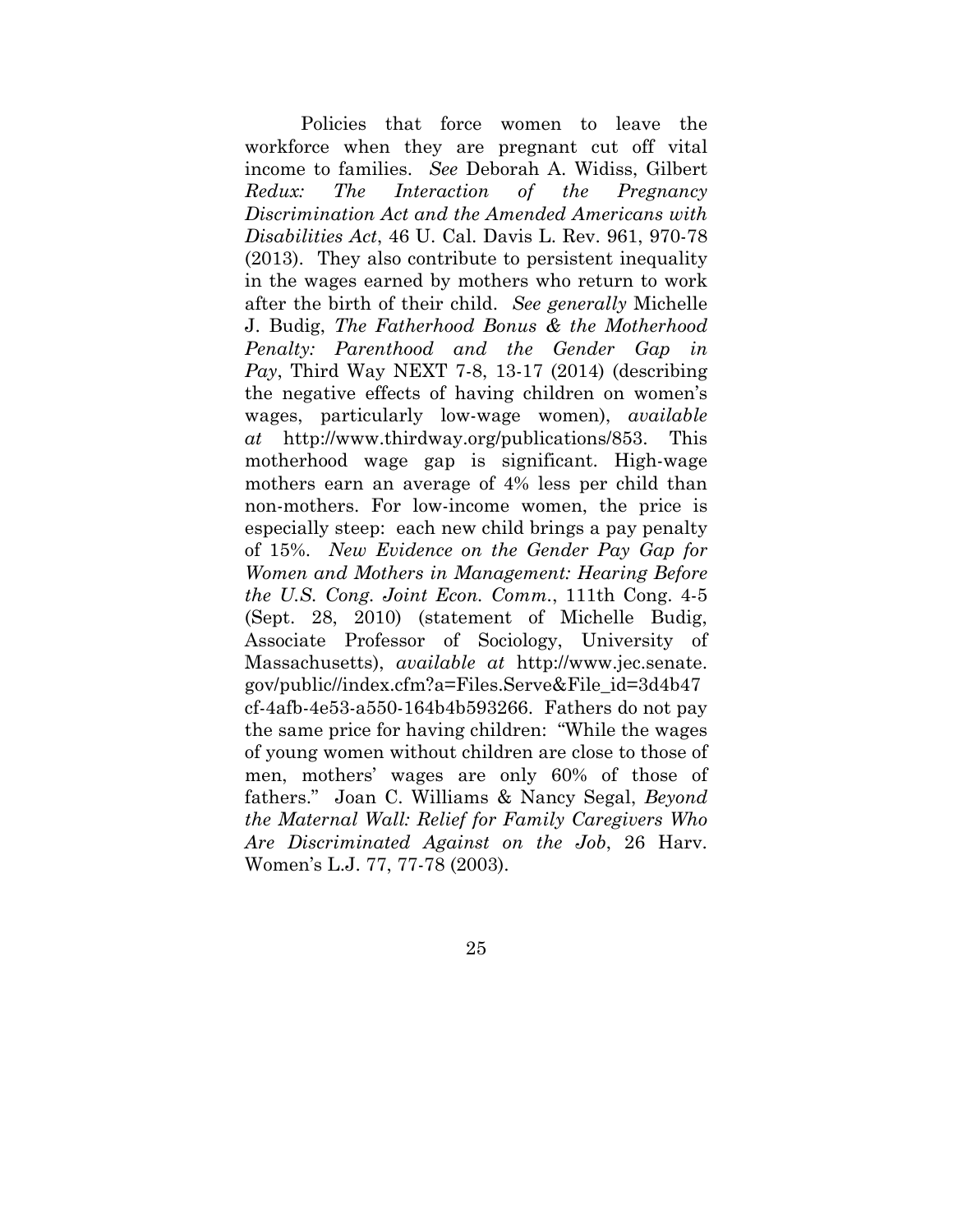Policies that force women to leave the workforce when they are pregnant cut off vital income to families. *See* Deborah A. Widiss, Gilbert *Redux: The Interaction of the Pregnancy Discrimination Act and the Amended Americans with Disabilities Act*, 46 U. Cal. Davis L. Rev. 961, 970-78 (2013). They also contribute to persistent inequality in the wages earned by mothers who return to work after the birth of their child. *See generally* Michelle J. Budig, *The Fatherhood Bonus & the Motherhood Penalty: Parenthood and the Gender Gap in Pay*, Third Way NEXT 7-8, 13-17 (2014) (describing the negative effects of having children on women's wages, particularly low-wage women), *available at* http://www.thirdway.org/publications/853. This motherhood wage gap is significant. High-wage mothers earn an average of 4% less per child than non-mothers. For low-income women, the price is especially steep: each new child brings a pay penalty of 15%. *New Evidence on the Gender Pay Gap for Women and Mothers in Management: Hearing Before the U.S. Cong. Joint Econ. Comm.*, 111th Cong. 4-5 (Sept. 28, 2010) (statement of Michelle Budig, Associate Professor of Sociology, University of Massachusetts), *available at* http://www.jec.senate.gov/public//index.cfm?a=Files.Serve&File_id=3d4b47cf-4afb-4e53-a550-164b4b593266. Fathers do not pay the same price for having children: "While the wages of young women without children are close to those of men, mothers' wages are only 60% of those of fathers." Joan C. Williams & Nancy Segal, *Beyond the Maternal Wall: Relief for Family Caregivers Who Are Discriminated Against on the Job*, 26 Harv. Women's L.J. 77, 77-78 (2003).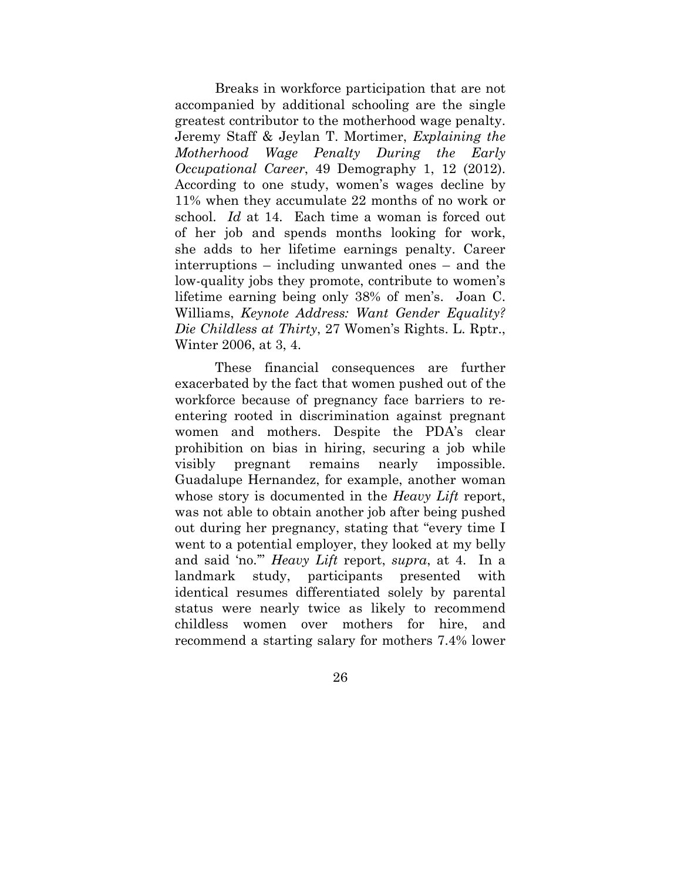Breaks in workforce participation that are not accompanied by additional schooling are the single greatest contributor to the motherhood wage penalty. Jeremy Staff & Jeylan T. Mortimer, *Explaining the Motherhood Wage Penalty During the Early Occupational Career*, 49 Demography 1, 12 (2012). According to one study, women's wages decline by 11% when they accumulate 22 months of no work or school. *Id* at 14. Each time a woman is forced out of her job and spends months looking for work, she adds to her lifetime earnings penalty. Career interruptions – including unwanted ones – and the low-quality jobs they promote, contribute to women's lifetime earning being only 38% of men's. Joan C. Williams, *Keynote Address: Want Gender Equality? Die Childless at Thirty*, 27 Women's Rights. L. Rptr., Winter 2006, at 3, 4.

These financial consequences are further exacerbated by the fact that women pushed out of the workforce because of pregnancy face barriers to re-entering rooted in discrimination against pregnant women and mothers. Despite the PDA's clear prohibition on bias in hiring, securing a job while visibly pregnant remains nearly impossible. Guadalupe Hernandez, for example, another woman whose story is documented in the *Heavy Lift* report, was not able to obtain another job after being pushed out during her pregnancy, stating that "every time I went to a potential employer, they looked at my belly and said 'no.'" *Heavy Lift* report, *supra*, at 4. In a landmark study, participants presented with identical resumes differentiated solely by parental status were nearly twice as likely to recommend childless women over mothers for hire, and recommend a starting salary for mothers 7.4% lower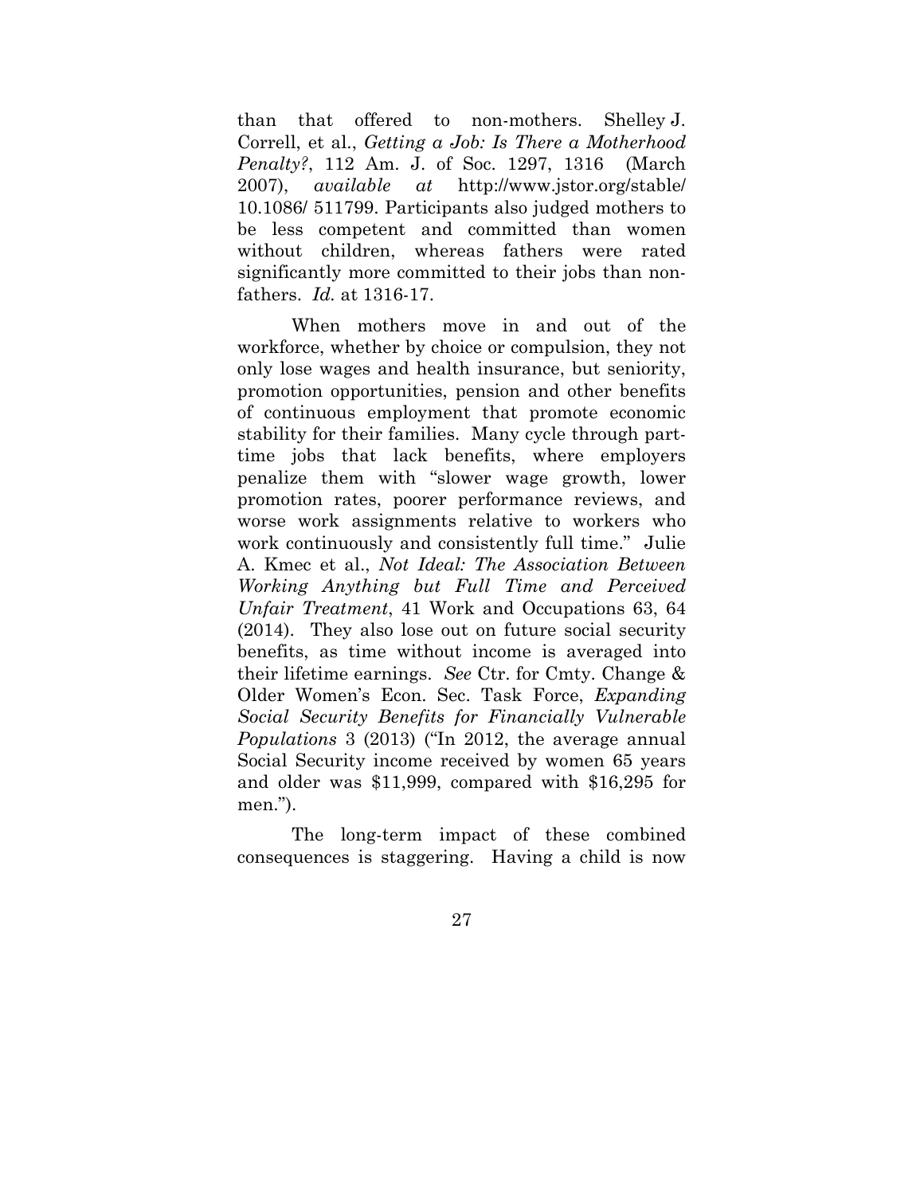than that offered to non-mothers. Shelley J. Correll, et al., *Getting a Job: Is There a Motherhood Penalty?*, 112 Am. J. of Soc. 1297, 1316 (March 2007), *available at* http://www.jstor.org/stable/ 10.1086/ 511799. Participants also judged mothers to be less competent and committed than women without children, whereas fathers were rated significantly more committed to their jobs than non-fathers. *Id.* at 1316-17.

When mothers move in and out of the workforce, whether by choice or compulsion, they not only lose wages and health insurance, but seniority, promotion opportunities, pension and other benefits of continuous employment that promote economic stability for their families. Many cycle through part-time jobs that lack benefits, where employers penalize them with "slower wage growth, lower promotion rates, poorer performance reviews, and worse work assignments relative to workers who work continuously and consistently full time." Julie A. Kmec et al., *Not Ideal: The Association Between Working Anything but Full Time and Perceived Unfair Treatment*, 41 Work and Occupations 63, 64 (2014). They also lose out on future social security benefits, as time without income is averaged into their lifetime earnings. *See* Ctr. for Cmty. Change & Older Women's Econ. Sec. Task Force, *Expanding Social Security Benefits for Financially Vulnerable Populations* 3 (2013) ("In 2012, the average annual Social Security income received by women 65 years and older was $11,999, compared with $16,295 for men.").

The long-term impact of these combined consequences is staggering. Having a child is now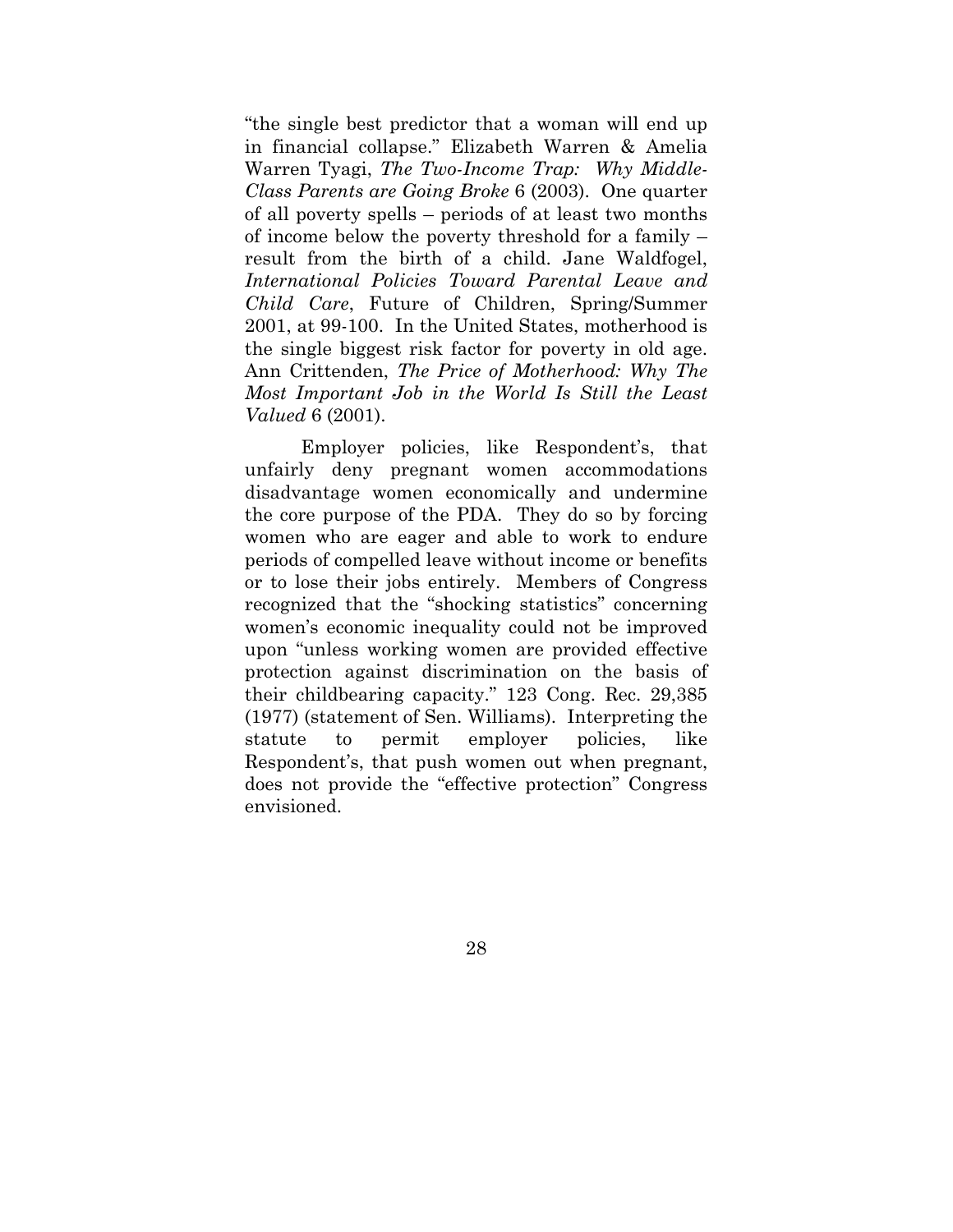"the single best predictor that a woman will end up in financial collapse." Elizabeth Warren & Amelia Warren Tyagi, *The Two-Income Trap: Why Middle-Class Parents are Going Broke* 6 (2003). One quarter of all poverty spells – periods of at least two months of income below the poverty threshold for a family – result from the birth of a child. Jane Waldfogel, *International Policies Toward Parental Leave and Child Care*, Future of Children, Spring/Summer 2001, at 99-100. In the United States, motherhood is the single biggest risk factor for poverty in old age. Ann Crittenden, *The Price of Motherhood: Why The Most Important Job in the World Is Still the Least Valued* 6 (2001).

Employer policies, like Respondent's, that unfairly deny pregnant women accommodations disadvantage women economically and undermine the core purpose of the PDA. They do so by forcing women who are eager and able to work to endure periods of compelled leave without income or benefits or to lose their jobs entirely. Members of Congress recognized that the "shocking statistics" concerning women's economic inequality could not be improved upon "unless working women are provided effective protection against discrimination on the basis of their childbearing capacity." 123 Cong. Rec. 29,385 (1977) (statement of Sen. Williams). Interpreting the statute to permit employer policies, like Respondent's, that push women out when pregnant, does not provide the "effective protection" Congress envisioned.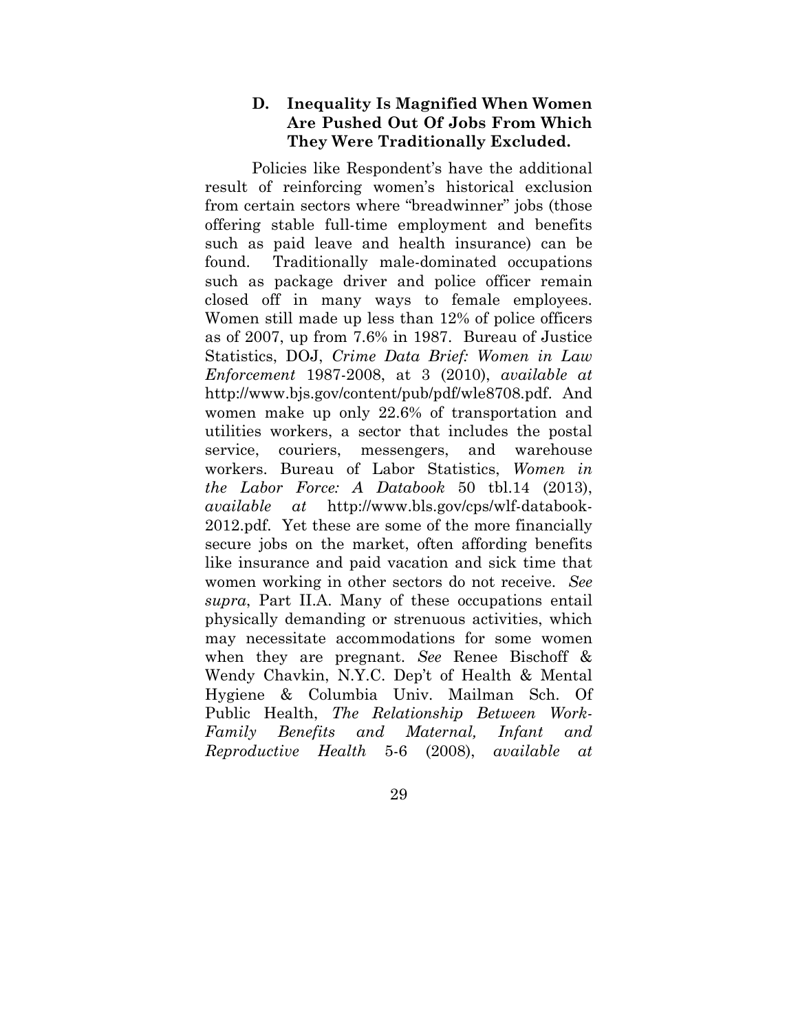### D. Inequality Is Magnified When Women Are Pushed Out Of Jobs From Which They Were Traditionally Excluded.

Policies like Respondent's have the additional result of reinforcing women's historical exclusion from certain sectors where "breadwinner" jobs (those offering stable full-time employment and benefits such as paid leave and health insurance) can be found. Traditionally male-dominated occupations such as package driver and police officer remain closed off in many ways to female employees. Women still made up less than 12% of police officers as of 2007, up from 7.6% in 1987. Bureau of Justice Statistics, DOJ, *Crime Data Brief: Women in Law Enforcement* 1987-2008, at 3 (2010), *available at* http://www.bjs.gov/content/pub/pdf/wle8708.pdf. And women make up only 22.6% of transportation and utilities workers, a sector that includes the postal service, couriers, messengers, and warehouse workers. Bureau of Labor Statistics, *Women in the Labor Force: A Databook* 50 tbl.14 (2013), *available at* http://www.bls.gov/cps/wlf-databook-2012.pdf. Yet these are some of the more financially secure jobs on the market, often affording benefits like insurance and paid vacation and sick time that women working in other sectors do not receive. *See supra*, Part II.A. Many of these occupations entail physically demanding or strenuous activities, which may necessitate accommodations for some women when they are pregnant. *See* Renee Bischoff & Wendy Chavkin, N.Y.C. Dep't of Health & Mental Hygiene & Columbia Univ. Mailman Sch. Of Public Health, *The Relationship Between Work-Family Benefits and Maternal, Infant and Reproductive Health* 5-6 (2008), *available at*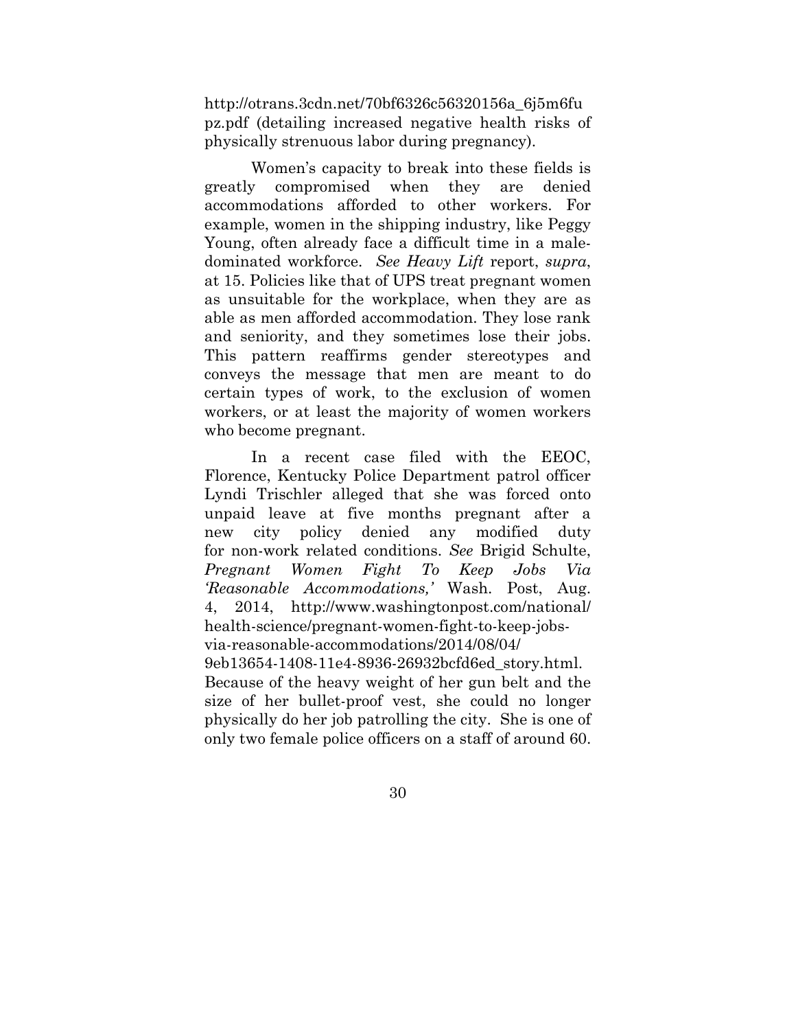http://otrans.3cdn.net/70bf6326c56320156a_6j5m6fupz.pdf (detailing increased negative health risks of physically strenuous labor during pregnancy).

Women's capacity to break into these fields is greatly compromised when they are denied accommodations afforded to other workers. For example, women in the shipping industry, like Peggy Young, often already face a difficult time in a male-dominated workforce. *See Heavy Lift* report, *supra*, at 15. Policies like that of UPS treat pregnant women as unsuitable for the workplace, when they are as able as men afforded accommodation. They lose rank and seniority, and they sometimes lose their jobs. This pattern reaffirms gender stereotypes and conveys the message that men are meant to do certain types of work, to the exclusion of women workers, or at least the majority of women workers who become pregnant.

In a recent case filed with the EEOC, Florence, Kentucky Police Department patrol officer Lyndi Trischler alleged that she was forced onto unpaid leave at five months pregnant after a new city policy denied any modified duty for non-work related conditions. *See* Brigid Schulte, *Pregnant Women Fight To Keep Jobs Via 'Reasonable Accommodations,'* Wash. Post, Aug. 4, 2014, http://www.washingtonpost.com/national/health-science/pregnant-women-fight-to-keep-jobs-via-reasonable-accommodations/2014/08/04/9eb13654-1408-11e4-8936-26932bcfd6ed_story.html. Because of the heavy weight of her gun belt and the size of her bullet-proof vest, she could no longer physically do her job patrolling the city. She is one of only two female police officers on a staff of around 60.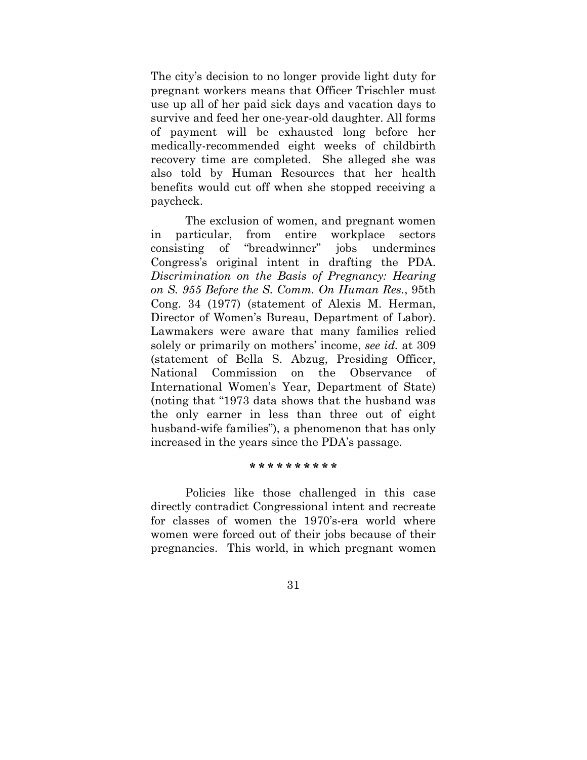The city's decision to no longer provide light duty for pregnant workers means that Officer Trischler must use up all of her paid sick days and vacation days to survive and feed her one-year-old daughter. All forms of payment will be exhausted long before her medically-recommended eight weeks of childbirth recovery time are completed. She alleged she was also told by Human Resources that her health benefits would cut off when she stopped receiving a paycheck.

The exclusion of women, and pregnant women in particular, from entire workplace sectors consisting of "breadwinner" jobs undermines Congress's original intent in drafting the PDA. *Discrimination on the Basis of Pregnancy: Hearing on S. 955 Before the S. Comm. On Human Res.*, 95th Cong. 34 (1977) (statement of Alexis M. Herman, Director of Women's Bureau, Department of Labor). Lawmakers were aware that many families relied solely or primarily on mothers' income, *see id.* at 309 (statement of Bella S. Abzug, Presiding Officer, National Commission on the Observance of International Women's Year, Department of State) (noting that "1973 data shows that the husband was the only earner in less than three out of eight husband-wife families"), a phenomenon that has only increased in the years since the PDA's passage.

\* \* \* \* \* \* \* \* \* \*

Policies like those challenged in this case directly contradict Congressional intent and recreate for classes of women the 1970's-era world where women were forced out of their jobs because of their pregnancies. This world, in which pregnant women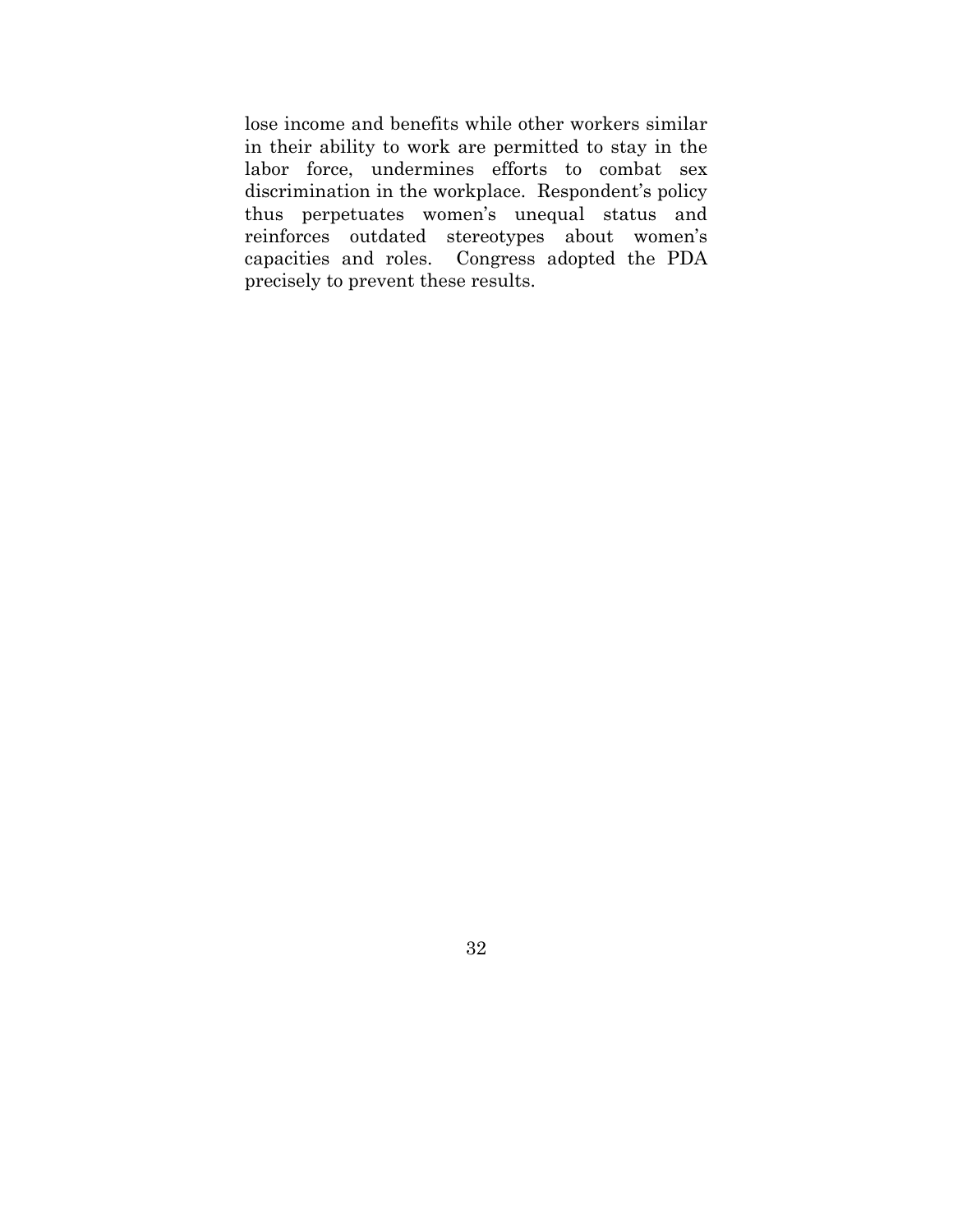lose income and benefits while other workers similar in their ability to work are permitted to stay in the labor force, undermines efforts to combat sex discrimination in the workplace. Respondent's policy thus perpetuates women's unequal status and reinforces outdated stereotypes about women's capacities and roles. Congress adopted the PDA precisely to prevent these results.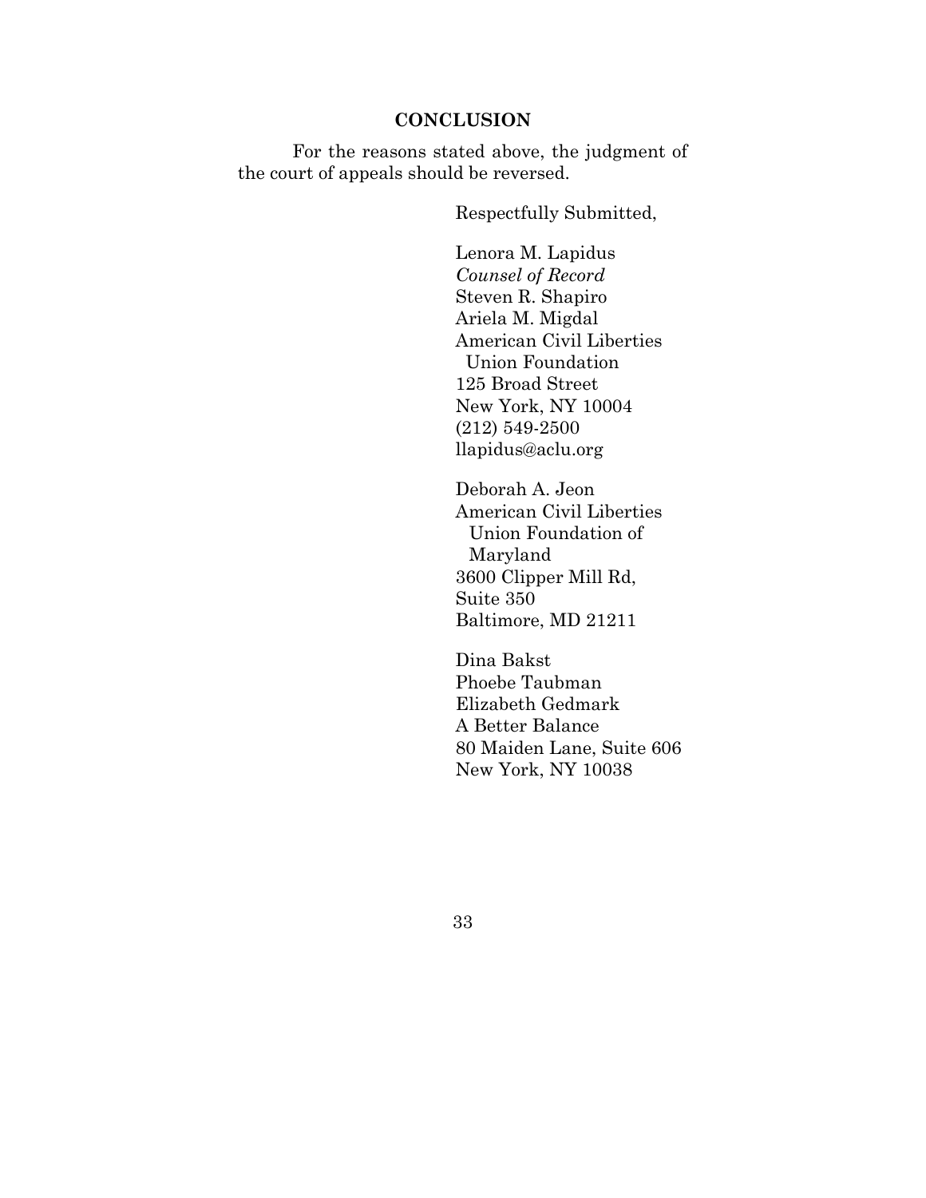## CONCLUSION

For the reasons stated above, the judgment of the court of appeals should be reversed.

Respectfully Submitted,

Lenora M. Lapidus
*Counsel of Record*
Steven R. Shapiro
Ariela M. Migdal
American Civil Liberties
Union Foundation
125 Broad Street
New York, NY 10004
(212) 549-2500
llapidus@aclu.org

Deborah A. Jeon
American Civil Liberties
Union Foundation of
Maryland
3600 Clipper Mill Rd,
Suite 350
Baltimore, MD 21211

Dina Bakst
Phoebe Taubman
Elizabeth Gedmark
A Better Balance
80 Maiden Lane, Suite 606
New York, NY 10038